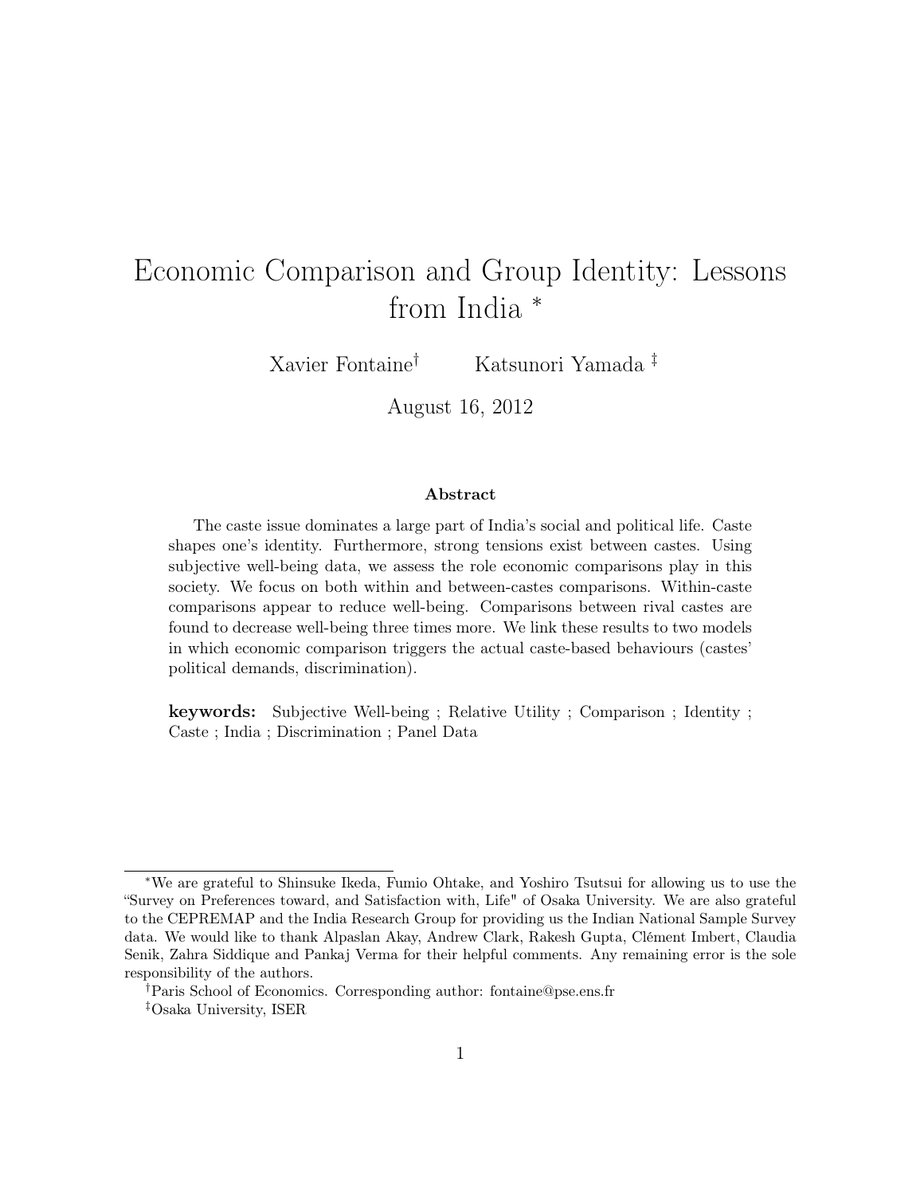# Economic Comparison and Group Identity: Lessons from India [*]

Xavier Fontaine[†] Katsunori Yamada [‡]

August 16, 2012

**Abstract**

The caste issue dominates a large part of India's social and political life. Caste shapes one's identity. Furthermore, strong tensions exist between castes. Using subjective well-being data, we assess the role economic comparisons play in this society. We focus on both within and between-castes comparisons. Within-caste comparisons appear to reduce well-being. Comparisons between rival castes are found to decrease well-being three times more. We link these results to two models in which economic comparison triggers the actual caste-based behaviours (castes' political demands, discrimination).

**keywords:** Subjective Well-being ; Relative Utility ; Comparison ; Identity ; Caste ; India ; Discrimination ; Panel Data

---

[*] We are grateful to Shinsuke Ikeda, Fumio Ohtake, and Yoshiro Tsutsui for allowing us to use the "Survey on Preferences toward, and Satisfaction with, Life" of Osaka University. We are also grateful to the CEPREMAP and the India Research Group for providing us the Indian National Sample Survey data. We would like to thank Alpaslan Akay, Andrew Clark, Rakesh Gupta, Clément Imbert, Claudia Senik, Zahra Siddique and Pankaj Verma for their helpful comments. Any remaining error is the sole responsibility of the authors.

[†] Paris School of Economics. Corresponding author: fontaine@pse.ens.fr

[‡] Osaka University, ISER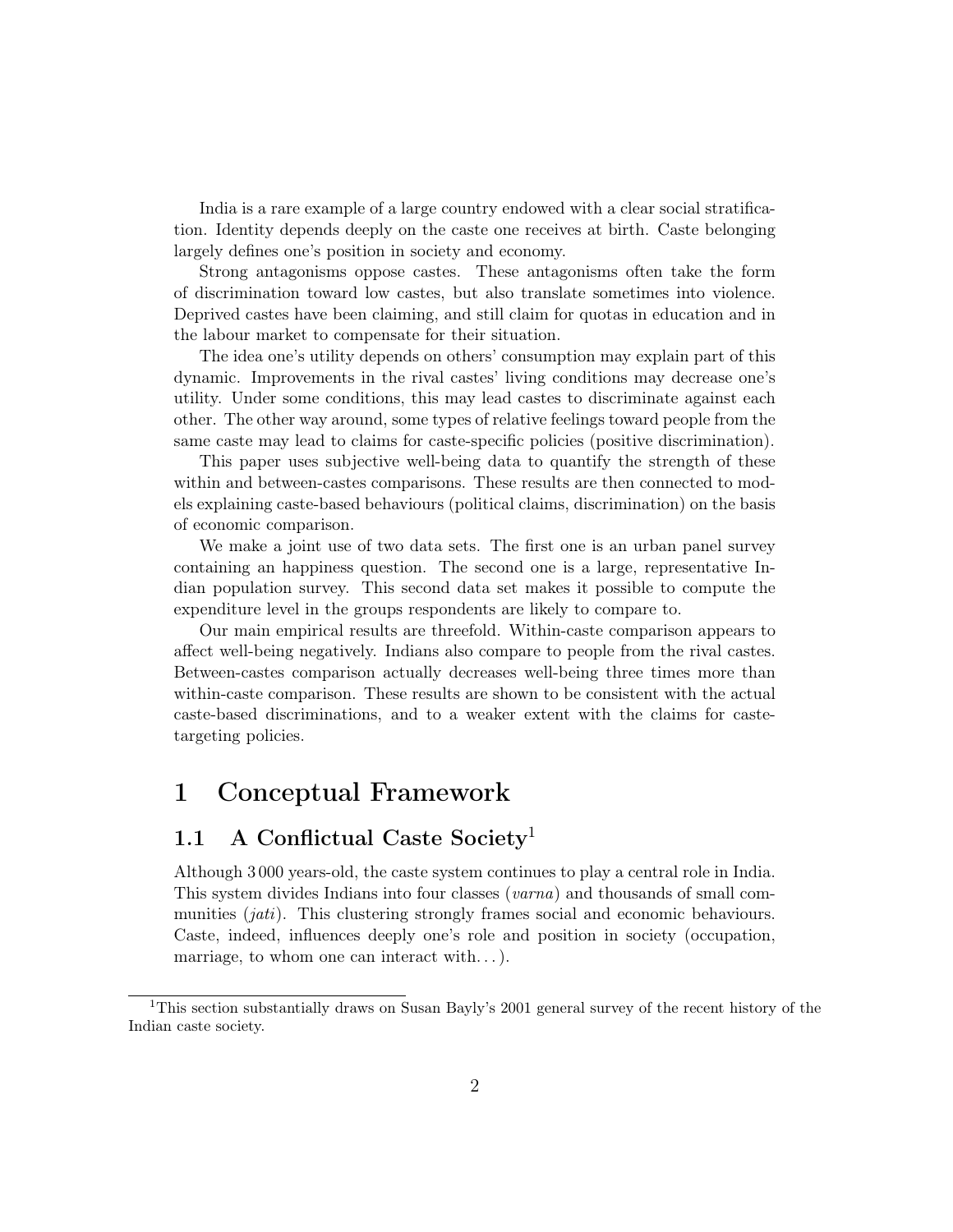India is a rare example of a large country endowed with a clear social stratification. Identity depends deeply on the caste one receives at birth. Caste belonging largely defines one's position in society and economy.

Strong antagonisms oppose castes. These antagonisms often take the form of discrimination toward low castes, but also translate sometimes into violence. Deprived castes have been claiming, and still claim for quotas in education and in the labour market to compensate for their situation.

The idea one's utility depends on others' consumption may explain part of this dynamic. Improvements in the rival castes' living conditions may decrease one's utility. Under some conditions, this may lead castes to discriminate against each other. The other way around, some types of relative feelings toward people from the same caste may lead to claims for caste-specific policies (positive discrimination).

This paper uses subjective well-being data to quantify the strength of these within and between-castes comparisons. These results are then connected to models explaining caste-based behaviours (political claims, discrimination) on the basis of economic comparison.

We make a joint use of two data sets. The first one is an urban panel survey containing an happiness question. The second one is a large, representative Indian population survey. This second data set makes it possible to compute the expenditure level in the groups respondents are likely to compare to.

Our main empirical results are threefold. Within-caste comparison appears to affect well-being negatively. Indians also compare to people from the rival castes. Between-castes comparison actually decreases well-being three times more than within-caste comparison. These results are shown to be consistent with the actual caste-based discriminations, and to a weaker extent with the claims for caste-targeting policies.

# 1 Conceptual Framework

## 1.1 A Conflictual Caste Society[1]

Although 3 000 years-old, the caste system continues to play a central role in India. This system divides Indians into four classes (*varna*) and thousands of small communities (*jati*). This clustering strongly frames social and economic behaviours. Caste, indeed, influences deeply one's role and position in society (occupation, marriage, to whom one can interact with...).

[1] This section substantially draws on Susan Bayly's 2001 general survey of the recent history of the Indian caste society.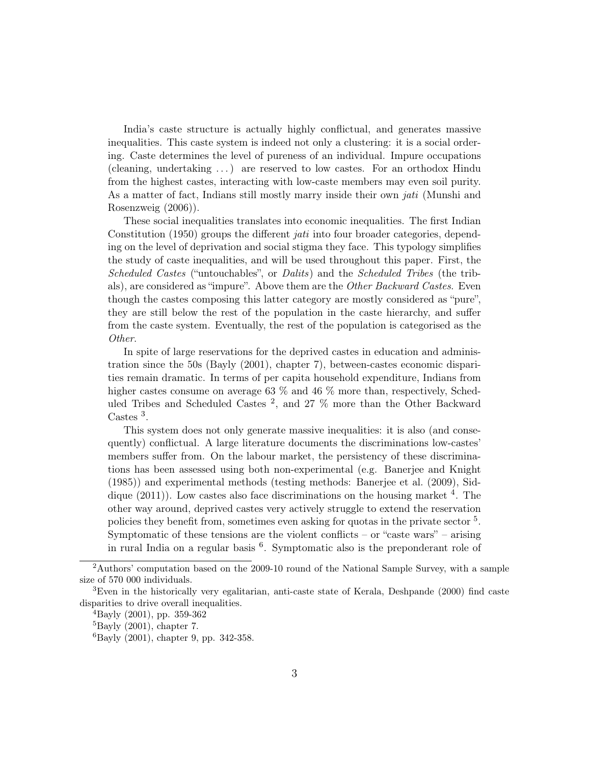India's caste structure is actually highly conflictual, and generates massive inequalities. This caste system is indeed not only a clustering: it is a social ordering. Caste determines the level of pureness of an individual. Impure occupations (cleaning, undertaking ...) are reserved to low castes. For an orthodox Hindu from the highest castes, interacting with low-caste members may even soil purity. As a matter of fact, Indians still mostly marry inside their own *jati* (Munshi and Rosenzweig (2006)).

These social inequalities translates into economic inequalities. The first Indian Constitution (1950) groups the different *jati* into four broader categories, depending on the level of deprivation and social stigma they face. This typology simplifies the study of caste inequalities, and will be used throughout this paper. First, the *Scheduled Castes* ("untouchables", or *Dalits*) and the *Scheduled Tribes* (the tribals), are considered as "impure". Above them are the *Other Backward Castes*. Even though the castes composing this latter category are mostly considered as "pure", they are still below the rest of the population in the caste hierarchy, and suffer from the caste system. Eventually, the rest of the population is categorised as the *Other*.

In spite of large reservations for the deprived castes in education and administration since the 50s (Bayly (2001), chapter 7), between-castes economic disparities remain dramatic. In terms of per capita household expenditure, Indians from higher castes consume on average 63 % and 46 % more than, respectively, Scheduled Tribes and Scheduled Castes [2], and 27 % more than the Other Backward Castes [3].

This system does not only generate massive inequalities: it is also (and consequently) conflictual. A large literature documents the discriminations low-castes' members suffer from. On the labour market, the persistency of these discriminations has been assessed using both non-experimental (e.g. Banerjee and Knight (1985)) and experimental methods (testing methods: Banerjee et al. (2009), Siddique (2011)). Low castes also face discriminations on the housing market [4]. The other way around, deprived castes very actively struggle to extend the reservation policies they benefit from, sometimes even asking for quotas in the private sector [5]. Symptomatic of these tensions are the violent conflicts – or "caste wars" – arising in rural India on a regular basis [6]. Symptomatic also is the preponderant role of

[2] Authors' computation based on the 2009-10 round of the National Sample Survey, with a sample size of 570 000 individuals.

[3] Even in the historically very egalitarian, anti-caste state of Kerala, Deshpande (2000) find caste disparities to drive overall inequalities.

[4] Bayly (2001), pp. 359-362

[5] Bayly (2001), chapter 7.

[6] Bayly (2001), chapter 9, pp. 342-358.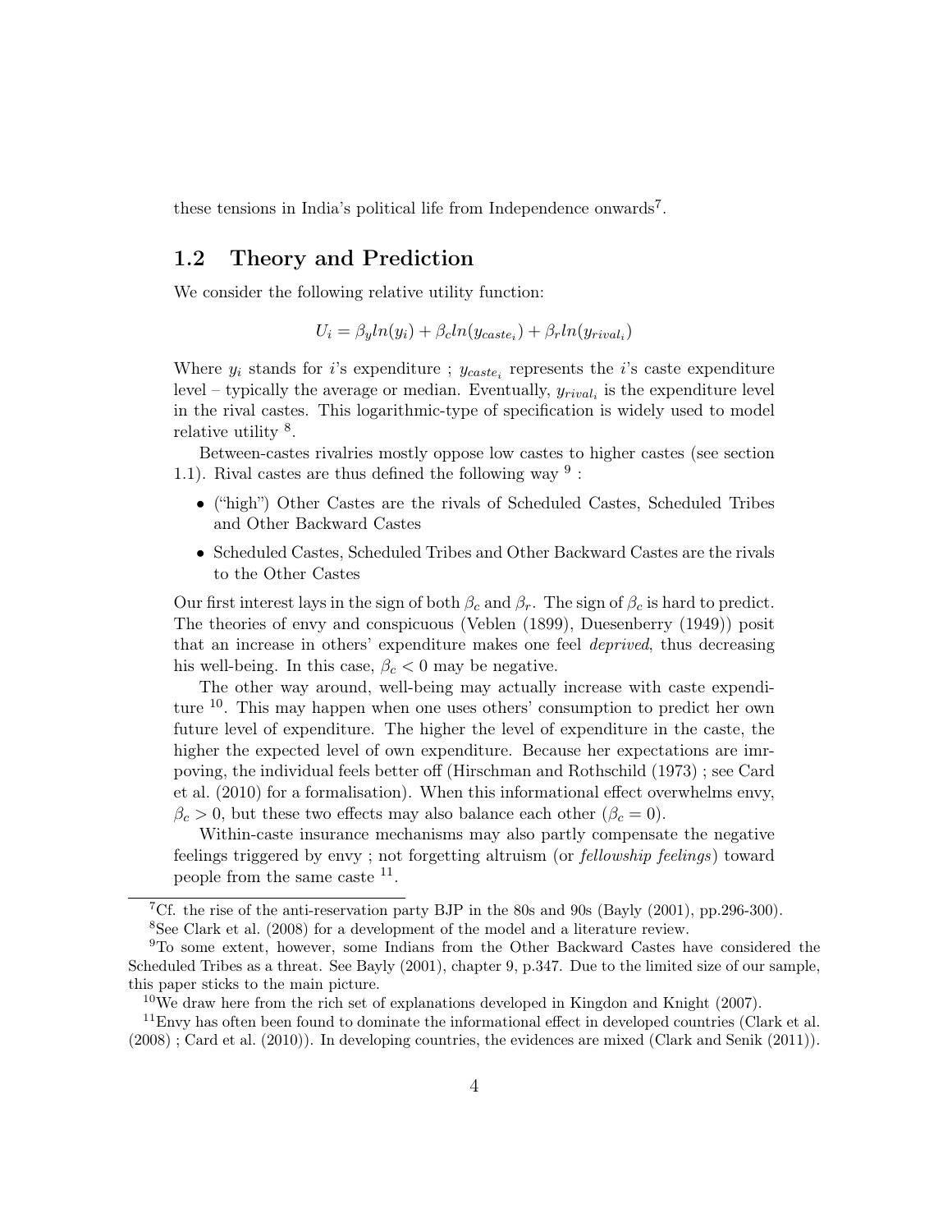these tensions in India's political life from Independence onwards[7].

## 1.2 Theory and Prediction

We consider the following relative utility function:

$$U_i = \beta_y ln(y_i) + \beta_c ln(y_{caste_i}) + \beta_r ln(y_{rival_i})$$

Where $y_i$ stands for $i$'s expenditure ; $y_{caste_i}$ represents the $i$'s caste expenditure level – typically the average or median. Eventually, $y_{rival_i}$ is the expenditure level in the rival castes. This logarithmic-type of specification is widely used to model relative utility [8].

Between-castes rivalries mostly oppose low castes to higher castes (see section 1.1). Rival castes are thus defined the following way [9] :

- ("high") Other Castes are the rivals of Scheduled Castes, Scheduled Tribes and Other Backward Castes
- Scheduled Castes, Scheduled Tribes and Other Backward Castes are the rivals to the Other Castes

Our first interest lays in the sign of both $\beta_c$ and $\beta_r$. The sign of $\beta_c$ is hard to predict. The theories of envy and conspicuous (Veblen (1899), Duesenberry (1949)) posit that an increase in others' expenditure makes one feel *deprived*, thus decreasing his well-being. In this case, $\beta_c < 0$ may be negative.

The other way around, well-being may actually increase with caste expenditure [10]. This may happen when one uses others' consumption to predict her own future level of expenditure. The higher the level of expenditure in the caste, the higher the expected level of own expenditure. Because her expectations are imrpoving, the individual feels better off (Hirschman and Rothschild (1973) ; see Card et al. (2010) for a formalisation). When this informational effect overwhelms envy, $\beta_c > 0$, but these two effects may also balance each other ($\beta_c = 0$).

Within-caste insurance mechanisms may also partly compensate the negative feelings triggered by envy ; not forgetting altruism (or *fellowship feelings*) toward people from the same caste [11].

---

[7] Cf. the rise of the anti-reservation party BJP in the 80s and 90s (Bayly (2001), pp.296-300).

[8] See Clark et al. (2008) for a development of the model and a literature review.

[9] To some extent, however, some Indians from the Other Backward Castes have considered the Scheduled Tribes as a threat. See Bayly (2001), chapter 9, p.347. Due to the limited size of our sample, this paper sticks to the main picture.

[10] We draw here from the rich set of explanations developed in Kingdon and Knight (2007).

[11] Envy has often been found to dominate the informational effect in developed countries (Clark et al. (2008) ; Card et al. (2010)). In developing countries, the evidences are mixed (Clark and Senik (2011)).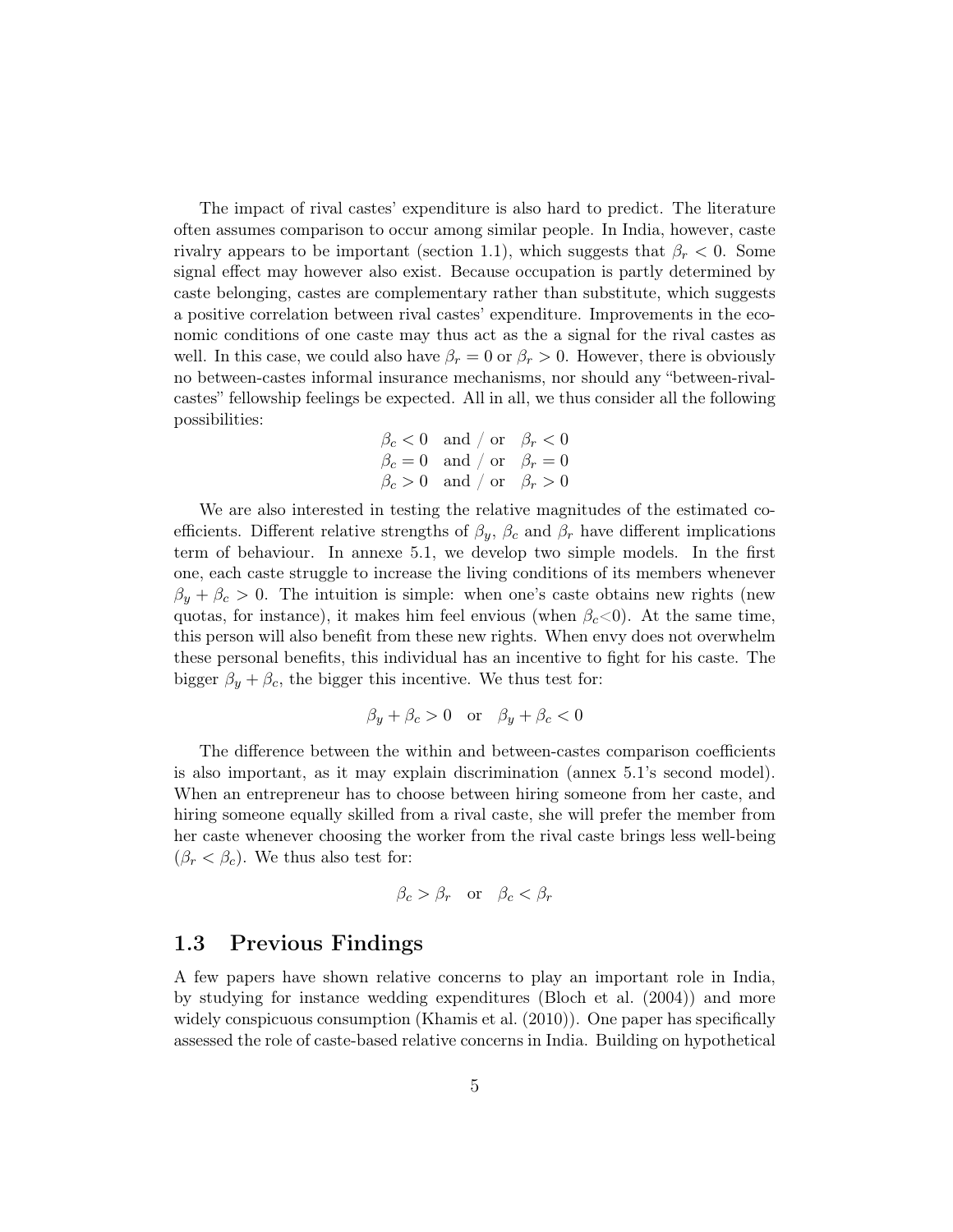The impact of rival castes' expenditure is also hard to predict. The literature often assumes comparison to occur among similar people. In India, however, caste rivalry appears to be important (section 1.1), which suggests that $\beta_r < 0$. Some signal effect may however also exist. Because occupation is partly determined by caste belonging, castes are complementary rather than substitute, which suggests a positive correlation between rival castes' expenditure. Improvements in the economic conditions of one caste may thus act as the a signal for the rival castes as well. In this case, we could also have $\beta_r = 0$ or $\beta_r > 0$. However, there is obviously no between-castes informal insurance mechanisms, nor should any "between-rival-castes" fellowship feelings be expected. All in all, we thus consider all the following possibilities:

$$\beta_c < 0 \quad \text{and / or} \quad \beta_r < 0$$
$$\beta_c = 0 \quad \text{and / or} \quad \beta_r = 0$$
$$\beta_c > 0 \quad \text{and / or} \quad \beta_r > 0$$

We are also interested in testing the relative magnitudes of the estimated coefficients. Different relative strengths of $\beta_y$, $\beta_c$ and $\beta_r$ have different implications term of behaviour. In annexe 5.1, we develop two simple models. In the first one, each caste struggle to increase the living conditions of its members whenever $\beta_y + \beta_c > 0$. The intuition is simple: when one's caste obtains new rights (new quotas, for instance), it makes him feel envious (when $\beta_c < 0$). At the same time, this person will also benefit from these new rights. When envy does not overwhelm these personal benefits, this individual has an incentive to fight for his caste. The bigger $\beta_y + \beta_c$, the bigger this incentive. We thus test for:

$$\beta_y + \beta_c > 0 \quad \text{or} \quad \beta_y + \beta_c < 0$$

The difference between the within and between-castes comparison coefficients is also important, as it may explain discrimination (annex 5.1's second model). When an entrepreneur has to choose between hiring someone from her caste, and hiring someone equally skilled from a rival caste, she will prefer the member from her caste whenever choosing the worker from the rival caste brings less well-being ($\beta_r < \beta_c$). We thus also test for:

$$\beta_c > \beta_r \quad \text{or} \quad \beta_c < \beta_r$$

## 1.3 Previous Findings

A few papers have shown relative concerns to play an important role in India, by studying for instance wedding expenditures (Bloch et al. (2004)) and more widely conspicuous consumption (Khamis et al. (2010)). One paper has specifically assessed the role of caste-based relative concerns in India. Building on hypothetical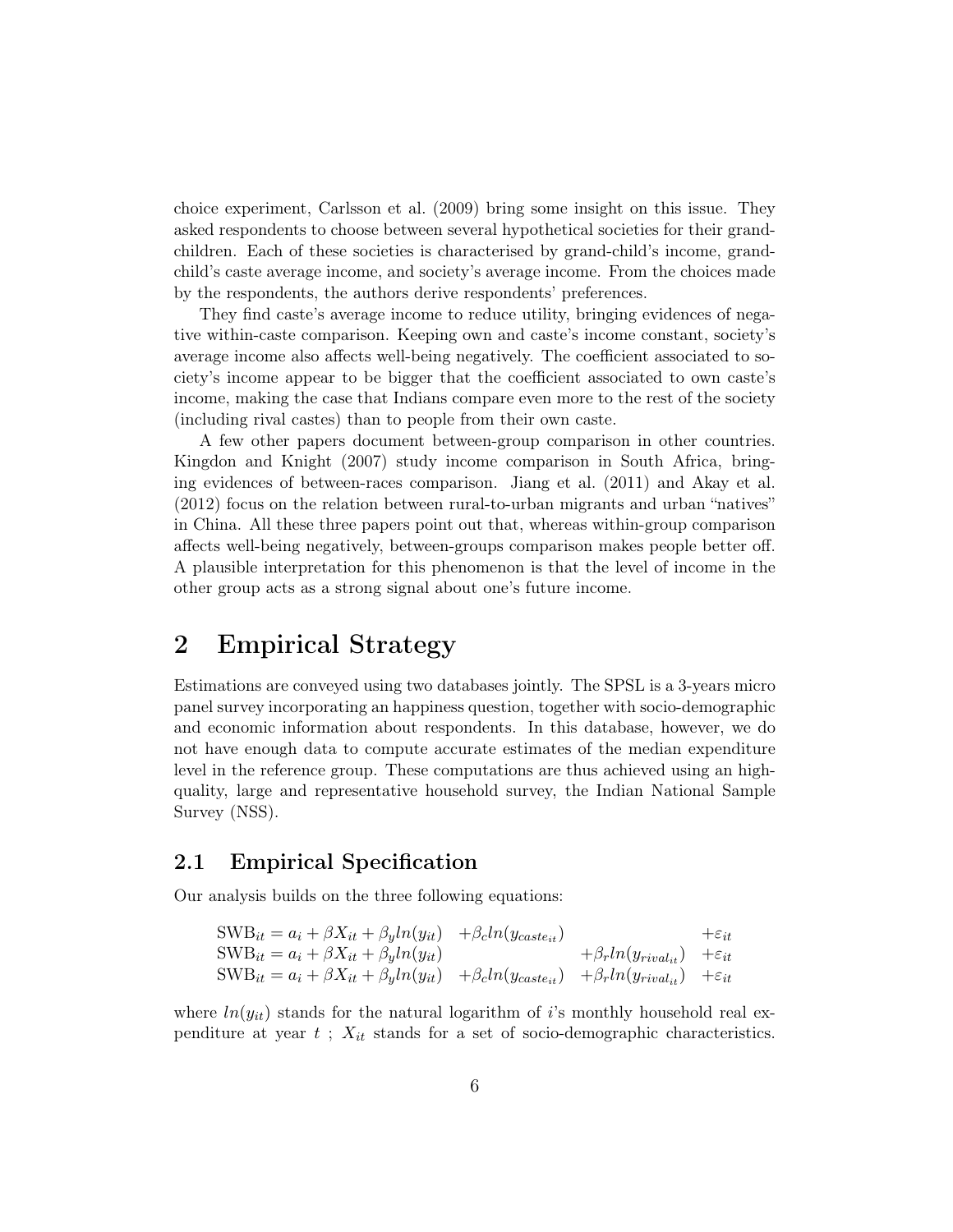choice experiment, Carlsson et al. (2009) bring some insight on this issue. They asked respondents to choose between several hypothetical societies for their grand-children. Each of these societies is characterised by grand-child's income, grand-child's caste average income, and society's average income. From the choices made by the respondents, the authors derive respondents' preferences.

They find caste's average income to reduce utility, bringing evidences of negative within-caste comparison. Keeping own and caste's income constant, society's average income also affects well-being negatively. The coefficient associated to society's income appear to be bigger that the coefficient associated to own caste's income, making the case that Indians compare even more to the rest of the society (including rival castes) than to people from their own caste.

A few other papers document between-group comparison in other countries. Kingdon and Knight (2007) study income comparison in South Africa, bringing evidences of between-races comparison. Jiang et al. (2011) and Akay et al. (2012) focus on the relation between rural-to-urban migrants and urban "natives" in China. All these three papers point out that, whereas within-group comparison affects well-being negatively, between-groups comparison makes people better off. A plausible interpretation for this phenomenon is that the level of income in the other group acts as a strong signal about one's future income.

# 2 Empirical Strategy

Estimations are conveyed using two databases jointly. The SPSL is a 3-years micro panel survey incorporating an happiness question, together with socio-demographic and economic information about respondents. In this database, however, we do not have enough data to compute accurate estimates of the median expenditure level in the reference group. These computations are thus achieved using an high-quality, large and representative household survey, the Indian National Sample Survey (NSS).

## 2.1 Empirical Specification

Our analysis builds on the three following equations:

$$
\begin{aligned}
\text{SWB}_{it} &= a_i + \beta X_{it} + \beta_y ln(y_{it}) + \beta_c ln(y_{caste_{it}}) + \varepsilon_{it} \\
\text{SWB}_{it} &= a_i + \beta X_{it} + \beta_y ln(y_{it}) + \beta_r ln(y_{rival_{it}}) + \varepsilon_{it} \\
\text{SWB}_{it} &= a_i + \beta X_{it} + \beta_y ln(y_{it}) + \beta_c ln(y_{caste_{it}}) + \beta_r ln(y_{rival_{it}}) + \varepsilon_{it}
\end{aligned}
$$

where $ln(y_{it})$ stands for the natural logarithm of $i$'s monthly household real expenditure at year $t$ ; $X_{it}$ stands for a set of socio-demographic characteristics.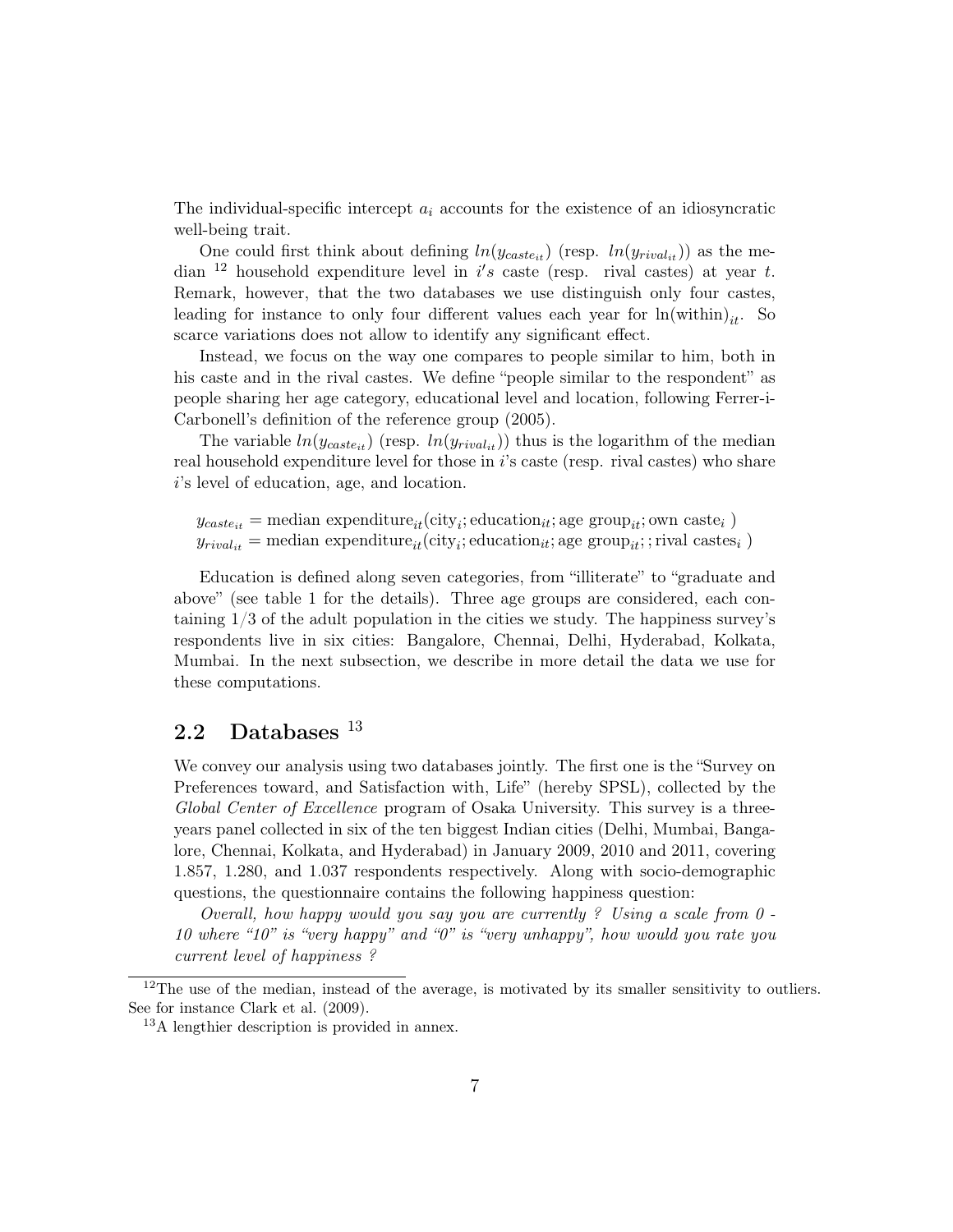The individual-specific intercept $a_i$ accounts for the existence of an idiosyncratic well-being trait.

One could first think about defining $ln(y_{caste_{it}})$ (resp. $ln(y_{rival_{it}})$) as the median [12] household expenditure level in $i's$ caste (resp. rival castes) at year $t$. Remark, however, that the two databases we use distinguish only four castes, leading for instance to only four different values each year for $\ln(\text{within})_{it}$. So scarce variations does not allow to identify any significant effect.

Instead, we focus on the way one compares to people similar to him, both in his caste and in the rival castes. We define "people similar to the respondent" as people sharing her age category, educational level and location, following Ferrer-i-Carbonell's definition of the reference group (2005).

The variable $ln(y_{caste_{it}})$ (resp. $ln(y_{rival_{it}})$) thus is the logarithm of the median real household expenditure level for those in $i$'s caste (resp. rival castes) who share $i$'s level of education, age, and location.

$$y_{caste_{it}} = \text{median expenditure}_{it}(\text{city}_i; \text{education}_{it}; \text{age group}_{it}; \text{own caste}_i)$$
$$y_{rival_{it}} = \text{median expenditure}_{it}(\text{city}_i; \text{education}_{it}; \text{age group}_{it}; ; \text{rival castes}_i)$$

Education is defined along seven categories, from "illiterate" to "graduate and above" (see table 1 for the details). Three age groups are considered, each containing 1/3 of the adult population in the cities we study. The happiness survey's respondents live in six cities: Bangalore, Chennai, Delhi, Hyderabad, Kolkata, Mumbai. In the next subsection, we describe in more detail the data we use for these computations.

## 2.2 Databases [13]

We convey our analysis using two databases jointly. The first one is the "Survey on Preferences toward, and Satisfaction with, Life" (hereby SPSL), collected by the *Global Center of Excellence* program of Osaka University. This survey is a three-years panel collected in six of the ten biggest Indian cities (Delhi, Mumbai, Bangalore, Chennai, Kolkata, and Hyderabad) in January 2009, 2010 and 2011, covering 1.857, 1.280, and 1.037 respondents respectively. Along with socio-demographic questions, the questionnaire contains the following happiness question:

*Overall, how happy would you say you are currently ? Using a scale from 0 - 10 where "10" is "very happy" and "0" is "very unhappy", how would you rate you current level of happiness ?*

---

[12] The use of the median, instead of the average, is motivated by its smaller sensitivity to outliers. See for instance Clark et al. (2009).

[13] A lengthier description is provided in annex.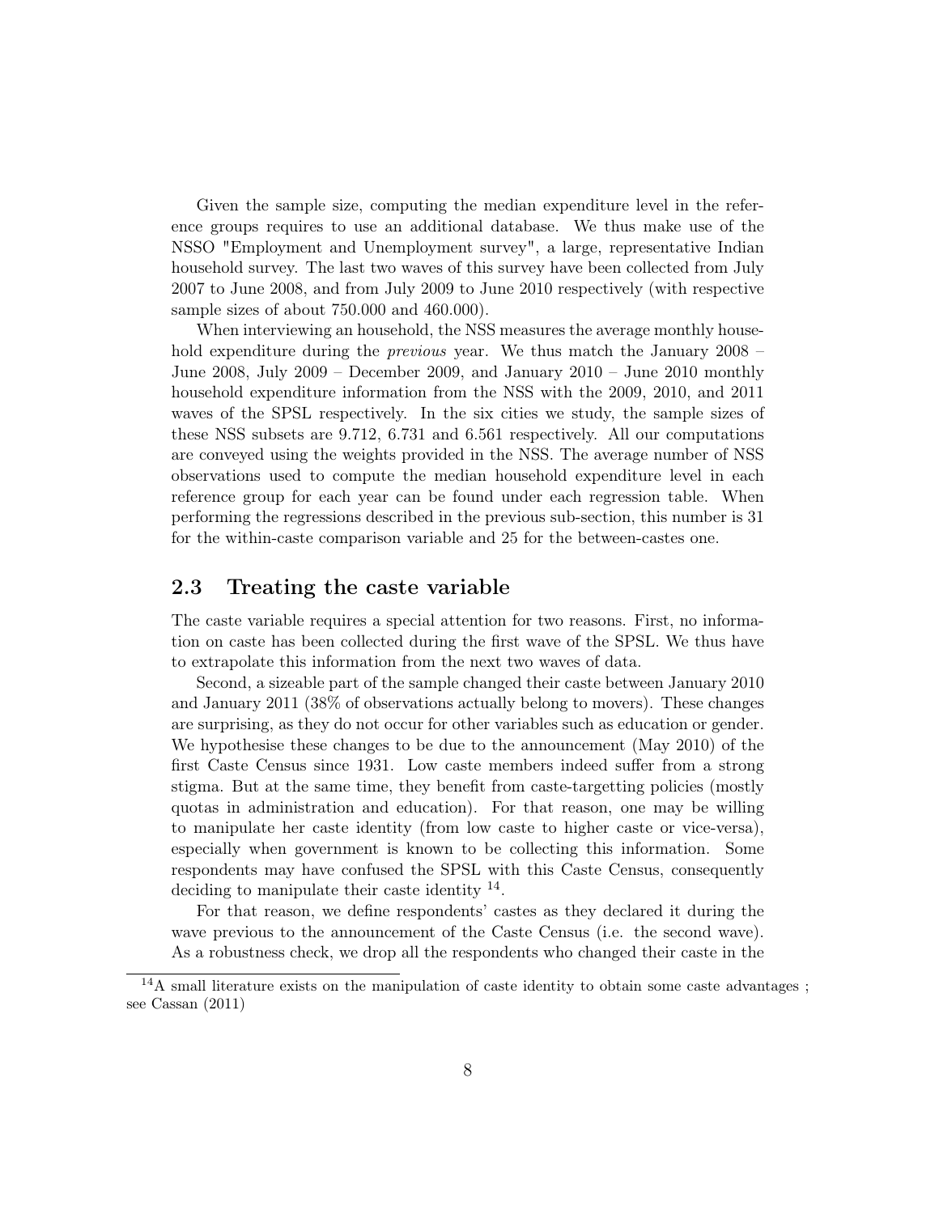Given the sample size, computing the median expenditure level in the reference groups requires to use an additional database. We thus make use of the NSSO "Employment and Unemployment survey", a large, representative Indian household survey. The last two waves of this survey have been collected from July 2007 to June 2008, and from July 2009 to June 2010 respectively (with respective sample sizes of about 750.000 and 460.000).

When interviewing an household, the NSS measures the average monthly household expenditure during the *previous* year. We thus match the January 2008 – June 2008, July 2009 – December 2009, and January 2010 – June 2010 monthly household expenditure information from the NSS with the 2009, 2010, and 2011 waves of the SPSL respectively. In the six cities we study, the sample sizes of these NSS subsets are 9.712, 6.731 and 6.561 respectively. All our computations are conveyed using the weights provided in the NSS. The average number of NSS observations used to compute the median household expenditure level in each reference group for each year can be found under each regression table. When performing the regressions described in the previous sub-section, this number is 31 for the within-caste comparison variable and 25 for the between-castes one.

## 2.3 Treating the caste variable

The caste variable requires a special attention for two reasons. First, no information on caste has been collected during the first wave of the SPSL. We thus have to extrapolate this information from the next two waves of data.

Second, a sizeable part of the sample changed their caste between January 2010 and January 2011 (38% of observations actually belong to movers). These changes are surprising, as they do not occur for other variables such as education or gender. We hypothesise these changes to be due to the announcement (May 2010) of the first Caste Census since 1931. Low caste members indeed suffer from a strong stigma. But at the same time, they benefit from caste-targetting policies (mostly quotas in administration and education). For that reason, one may be willing to manipulate her caste identity (from low caste to higher caste or vice-versa), especially when government is known to be collecting this information. Some respondents may have confused the SPSL with this Caste Census, consequently deciding to manipulate their caste identity [14].

For that reason, we define respondents' castes as they declared it during the wave previous to the announcement of the Caste Census (i.e. the second wave). As a robustness check, we drop all the respondents who changed their caste in the

[14] A small literature exists on the manipulation of caste identity to obtain some caste advantages ; see Cassan (2011)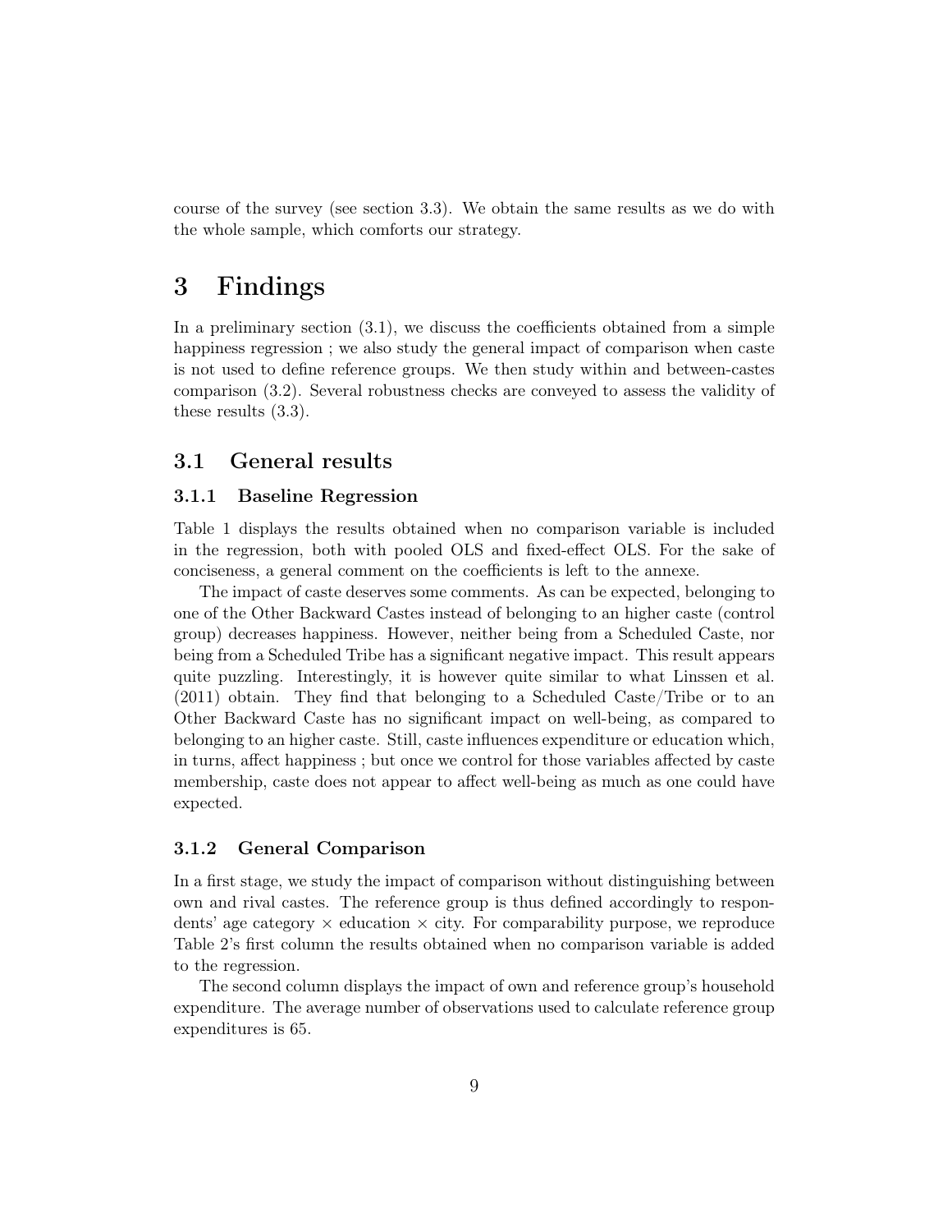course of the survey (see section 3.3). We obtain the same results as we do with the whole sample, which comforts our strategy.

# 3 Findings

In a preliminary section (3.1), we discuss the coefficients obtained from a simple happiness regression ; we also study the general impact of comparison when caste is not used to define reference groups. We then study within and between-castes comparison (3.2). Several robustness checks are conveyed to assess the validity of these results (3.3).

## 3.1 General results

### 3.1.1 Baseline Regression

Table 1 displays the results obtained when no comparison variable is included in the regression, both with pooled OLS and fixed-effect OLS. For the sake of conciseness, a general comment on the coefficients is left to the annexe.

The impact of caste deserves some comments. As can be expected, belonging to one of the Other Backward Castes instead of belonging to an higher caste (control group) decreases happiness. However, neither being from a Scheduled Caste, nor being from a Scheduled Tribe has a significant negative impact. This result appears quite puzzling. Interestingly, it is however quite similar to what Linssen et al. (2011) obtain. They find that belonging to a Scheduled Caste/Tribe or to an Other Backward Caste has no significant impact on well-being, as compared to belonging to an higher caste. Still, caste influences expenditure or education which, in turns, affect happiness ; but once we control for those variables affected by caste membership, caste does not appear to affect well-being as much as one could have expected.

### 3.1.2 General Comparison

In a first stage, we study the impact of comparison without distinguishing between own and rival castes. The reference group is thus defined accordingly to respondents' age category × education × city. For comparability purpose, we reproduce Table 2's first column the results obtained when no comparison variable is added to the regression.

The second column displays the impact of own and reference group's household expenditure. The average number of observations used to calculate reference group expenditures is 65.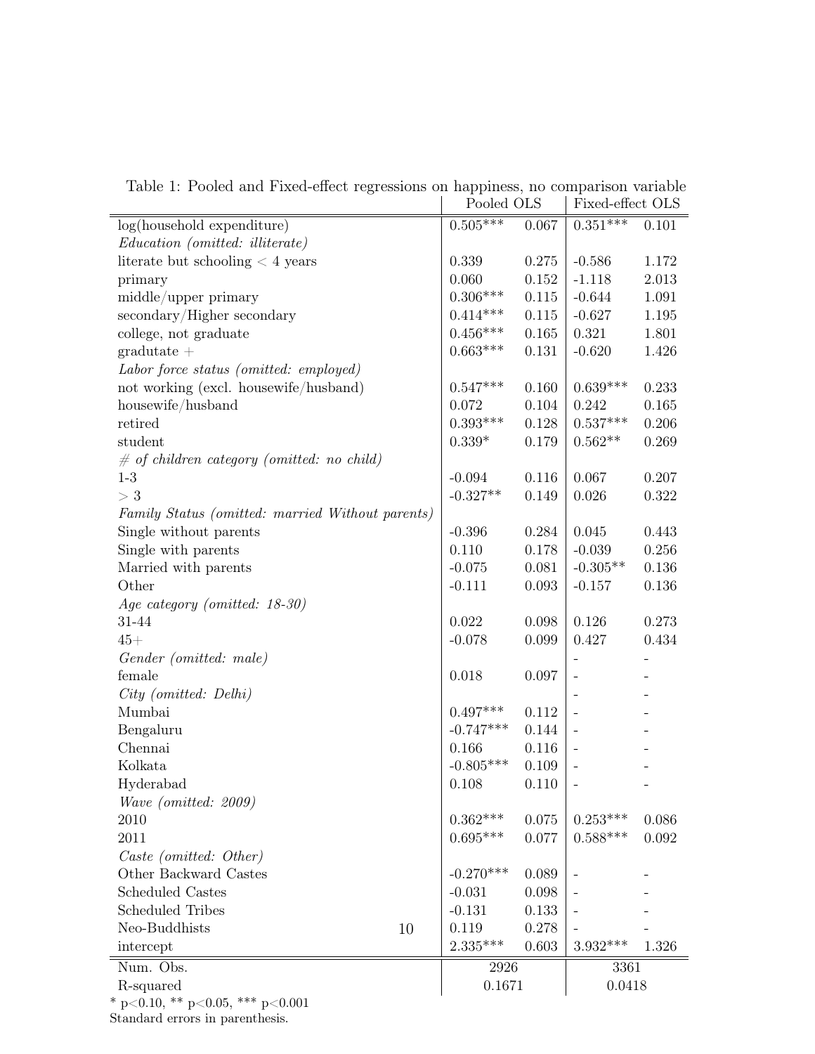Table 1: Pooled and Fixed-effect regressions on happiness, no comparison variable

| | Pooled OLS | | Fixed-effect OLS | |
|---|---|---|---|---|
| log(household expenditure) | 0.505*** | 0.067 | 0.351*** | 0.101 |
| *Education (omitted: illiterate)* | | | | |
| literate but schooling < 4 years | 0.339 | 0.275 | -0.586 | 1.172 |
| primary | 0.060 | 0.152 | -1.118 | 2.013 |
| middle/upper primary | 0.306*** | 0.115 | -0.644 | 1.091 |
| secondary/Higher secondary | 0.414*** | 0.115 | -0.627 | 1.195 |
| college, not graduate | 0.456*** | 0.165 | 0.321 | 1.801 |
| gradutate + | 0.663*** | 0.131 | -0.620 | 1.426 |
| *Labor force status (omitted: employed)* | | | | |
| not working (excl. housewife/husband) | 0.547*** | 0.160 | 0.639*** | 0.233 |
| housewife/husband | 0.072 | 0.104 | 0.242 | 0.165 |
| retired | 0.393*** | 0.128 | 0.537*** | 0.206 |
| student | 0.339* | 0.179 | 0.562** | 0.269 |
| *# of children category (omitted: no child)* | | | | |
| 1-3 | -0.094 | 0.116 | 0.067 | 0.207 |
| > 3 | -0.327** | 0.149 | 0.026 | 0.322 |
| *Family Status (omitted: married Without parents)* | | | | |
| Single without parents | -0.396 | 0.284 | 0.045 | 0.443 |
| Single with parents | 0.110 | 0.178 | -0.039 | 0.256 |
| Married with parents | -0.075 | 0.081 | -0.305** | 0.136 |
| Other | -0.111 | 0.093 | -0.157 | 0.136 |
| *Age category (omitted: 18-30)* | | | | |
| 31-44 | 0.022 | 0.098 | 0.126 | 0.273 |
| 45+ | -0.078 | 0.099 | 0.427 | 0.434 |
| *Gender (omitted: male)* | | | - | - |
| female | 0.018 | 0.097 | - | - |
| *City (omitted: Delhi)* | | | - | - |
| Mumbai | 0.497*** | 0.112 | - | - |
| Bengaluru | -0.747*** | 0.144 | - | - |
| Chennai | 0.166 | 0.116 | - | - |
| Kolkata | -0.805*** | 0.109 | - | - |
| Hyderabad | 0.108 | 0.110 | - | - |
| *Wave (omitted: 2009)* | | | | |
| 2010 | 0.362*** | 0.075 | 0.253*** | 0.086 |
| 2011 | 0.695*** | 0.077 | 0.588*** | 0.092 |
| *Caste (omitted: Other)* | | | | |
| Other Backward Castes | -0.270*** | 0.089 | - | - |
| Scheduled Castes | -0.031 | 0.098 | - | - |
| Scheduled Tribes | -0.131 | 0.133 | - | - |
| Neo-Buddhists | 0.119 | 0.278 | - | - |
| intercept | 2.335*** | 0.603 | 3.932*** | 1.326 |
| Num. Obs. | 2926 | | 3361 | |
| R-squared | 0.1671 | | 0.0418 | |

\* p<0.10, \** p<0.05, \*** p<0.001
Standard errors in parenthesis.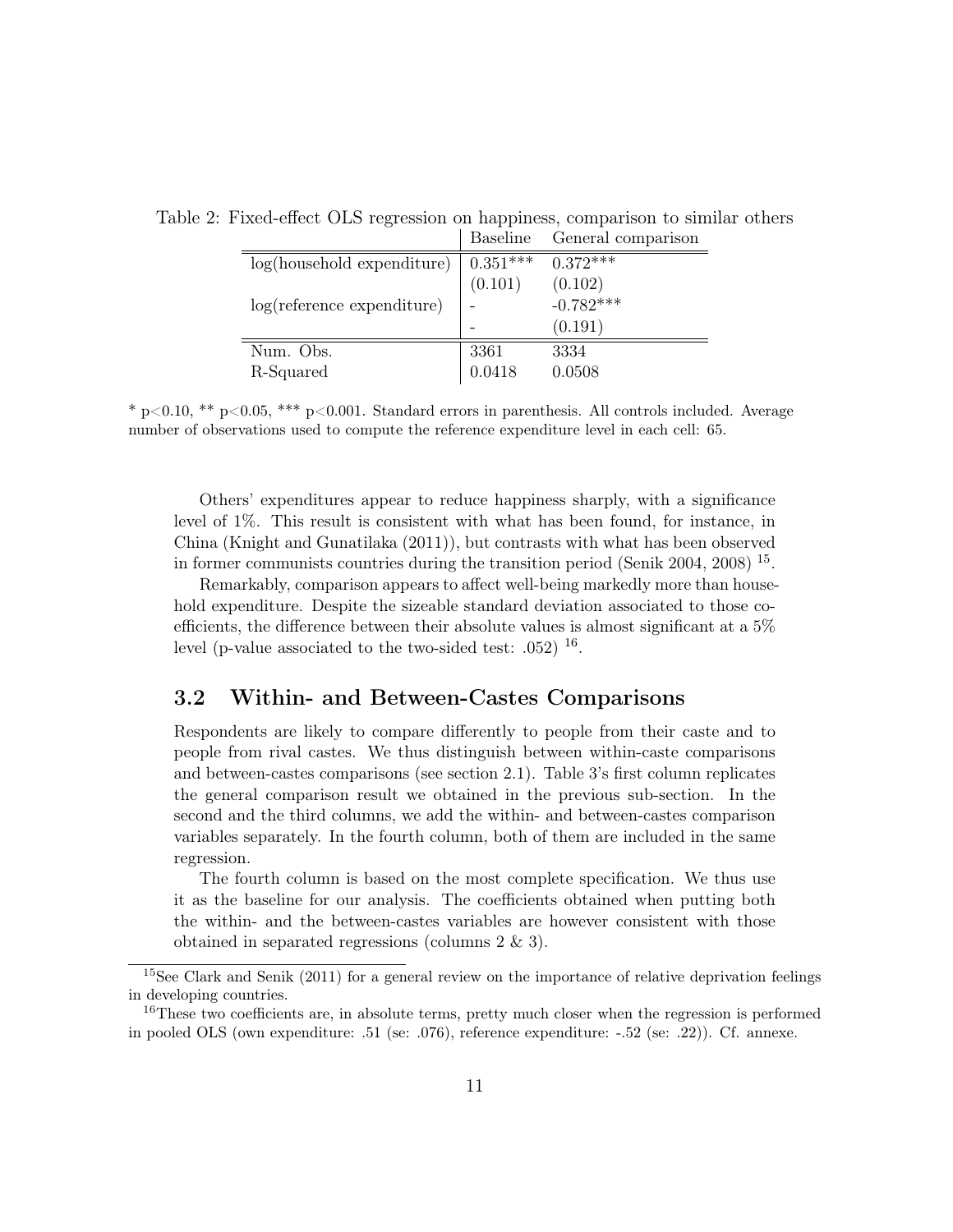Table 2: Fixed-effect OLS regression on happiness, comparison to similar others

| | Baseline | General comparison |
|---|---|---|
| log(household expenditure) | 0.351*** | 0.372*** |
| | (0.101) | (0.102) |
| log(reference expenditure) | - | -0.782*** |
| | - | (0.191) |
| Num. Obs. | 3361 | 3334 |
| R-Squared | 0.0418 | 0.0508 |

* $p<0.10$, ** $p<0.05$, *** $p<0.001$. Standard errors in parenthesis. All controls included. Average number of observations used to compute the reference expenditure level in each cell: 65.

Others' expenditures appear to reduce happiness sharply, with a significance level of 1%. This result is consistent with what has been found, for instance, in China (Knight and Gunatilaka (2011)), but contrasts with what has been observed in former communists countries during the transition period (Senik 2004, 2008) [15].

Remarkably, comparison appears to affect well-being markedly more than household expenditure. Despite the sizeable standard deviation associated to those coefficients, the difference between their absolute values is almost significant at a 5% level (p-value associated to the two-sided test: .052) [16].

## 3.2 Within- and Between-Castes Comparisons

Respondents are likely to compare differently to people from their caste and to people from rival castes. We thus distinguish between within-caste comparisons and between-castes comparisons (see section 2.1). Table 3's first column replicates the general comparison result we obtained in the previous sub-section. In the second and the third columns, we add the within- and between-castes comparison variables separately. In the fourth column, both of them are included in the same regression.

The fourth column is based on the most complete specification. We thus use it as the baseline for our analysis. The coefficients obtained when putting both the within- and the between-castes variables are however consistent with those obtained in separated regressions (columns 2 & 3).

[15] See Clark and Senik (2011) for a general review on the importance of relative deprivation feelings in developing countries.

[16] These two coefficients are, in absolute terms, pretty much closer when the regression is performed in pooled OLS (own expenditure: .51 (se: .076), reference expenditure: -.52 (se: .22)). Cf. annexe.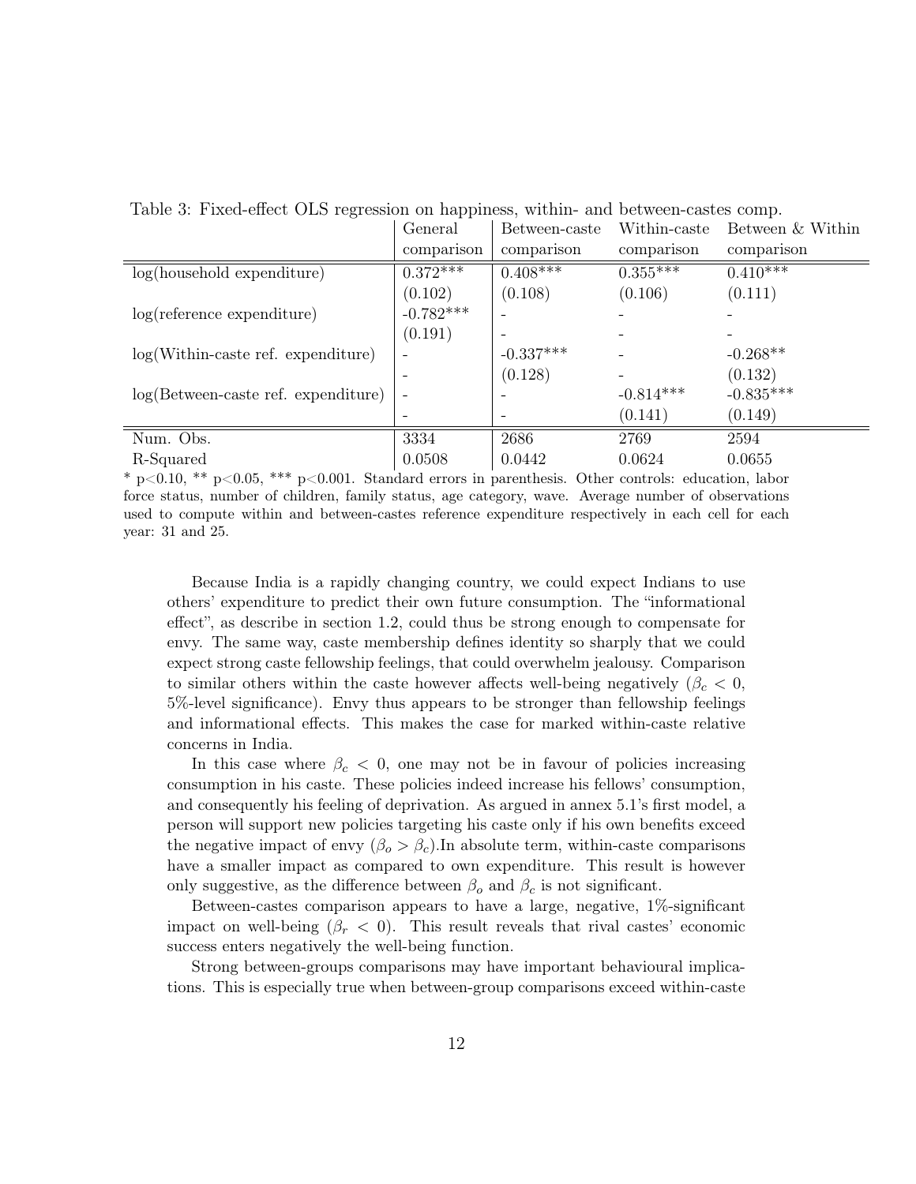Table 3: Fixed-effect OLS regression on happiness, within- and between-castes comp.

| | General comparison | Between-caste comparison | Within-caste comparison | Between & Within comparison |
|---|---|---|---|---|
| log(household expenditure) | 0.372*** | 0.408*** | 0.355*** | 0.410*** |
| | (0.102) | (0.108) | (0.106) | (0.111) |
| log(reference expenditure) | -0.782*** | - | - | - |
| | (0.191) | - | - | - |
| log(Within-caste ref. expenditure) | - | -0.337*** | - | -0.268** |
| | - | (0.128) | - | (0.132) |
| log(Between-caste ref. expenditure) | - | - | -0.814*** | -0.835*** |
| | - | - | (0.141) | (0.149) |
| Num. Obs. | 3334 | 2686 | 2769 | 2594 |
| R-Squared | 0.0508 | 0.0442 | 0.0624 | 0.0655 |

\* $p<0.10$, ** $p<0.05$, *** $p<0.001$. Standard errors in parenthesis. Other controls: education, labor force status, number of children, family status, age category, wave. Average number of observations used to compute within and between-castes reference expenditure respectively in each cell for each year: 31 and 25.

Because India is a rapidly changing country, we could expect Indians to use others' expenditure to predict their own future consumption. The "informational effect", as describe in section 1.2, could thus be strong enough to compensate for envy. The same way, caste membership defines identity so sharply that we could expect strong caste fellowship feelings, that could overwhelm jealousy. Comparison to similar others within the caste however affects well-being negatively ($\beta_c < 0$, 5%-level significance). Envy thus appears to be stronger than fellowship feelings and informational effects. This makes the case for marked within-caste relative concerns in India.

In this case where $\beta_c < 0$, one may not be in favour of policies increasing consumption in his caste. These policies indeed increase his fellows' consumption, and consequently his feeling of deprivation. As argued in annex 5.1's first model, a person will support new policies targeting his caste only if his own benefits exceed the negative impact of envy ($\beta_o > \beta_c$).In absolute term, within-caste comparisons have a smaller impact as compared to own expenditure. This result is however only suggestive, as the difference between $\beta_o$ and $\beta_c$ is not significant.

Between-castes comparison appears to have a large, negative, 1%-significant impact on well-being ($\beta_r < 0$). This result reveals that rival castes' economic success enters negatively the well-being function.

Strong between-groups comparisons may have important behavioural implications. This is especially true when between-group comparisons exceed within-caste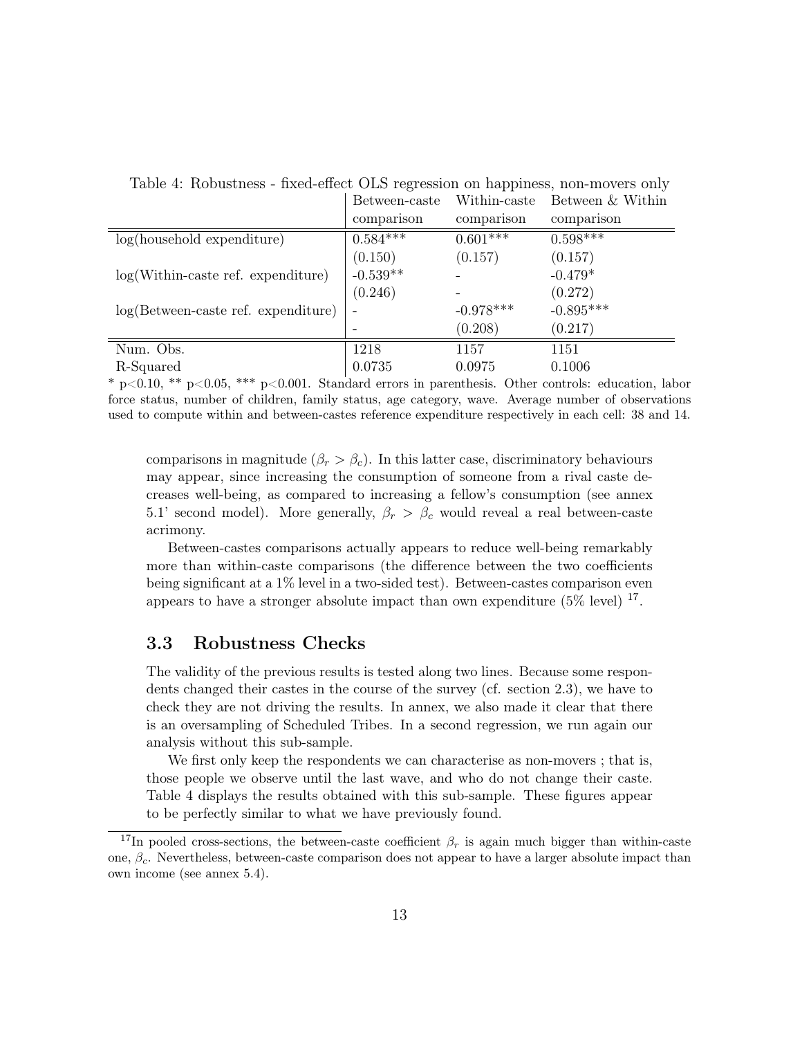Table 4: Robustness - fixed-effect OLS regression on happiness, non-movers only

| | Between-caste comparison | Within-caste comparison | Between & Within comparison |
|---|---|---|---|
| log(household expenditure) | 0.584*** | 0.601*** | 0.598*** |
| | (0.150) | (0.157) | (0.157) |
| log(Within-caste ref. expenditure) | -0.539** | - | -0.479* |
| | (0.246) | - | (0.272) |
| log(Between-caste ref. expenditure) | - | -0.978*** | -0.895*** |
| | - | (0.208) | (0.217) |
| Num. Obs. | 1218 | 1157 | 1151 |
| R-Squared | 0.0735 | 0.0975 | 0.1006 |

* p<0.10, ** p<0.05, *** p<0.001. Standard errors in parenthesis. Other controls: education, labor force status, number of children, family status, age category, wave. Average number of observations used to compute within and between-castes reference expenditure respectively in each cell: 38 and 14.

comparisons in magnitude ($\beta_r > \beta_c$). In this latter case, discriminatory behaviours may appear, since increasing the consumption of someone from a rival caste decreases well-being, as compared to increasing a fellow's consumption (see annex 5.1' second model). More generally, $\beta_r > \beta_c$ would reveal a real between-caste acrimony.

Between-castes comparisons actually appears to reduce well-being remarkably more than within-caste comparisons (the difference between the two coefficients being significant at a 1% level in a two-sided test). Between-castes comparison even appears to have a stronger absolute impact than own expenditure (5% level) [17].

### 3.3 Robustness Checks

The validity of the previous results is tested along two lines. Because some respondents changed their castes in the course of the survey (cf. section 2.3), we have to check they are not driving the results. In annex, we also made it clear that there is an oversampling of Scheduled Tribes. In a second regression, we run again our analysis without this sub-sample.

We first only keep the respondents we can characterise as non-movers ; that is, those people we observe until the last wave, and who do not change their caste. Table 4 displays the results obtained with this sub-sample. These figures appear to be perfectly similar to what we have previously found.

[17] In pooled cross-sections, the between-caste coefficient $\beta_r$ is again much bigger than within-caste one, $\beta_c$. Nevertheless, between-caste comparison does not appear to have a larger absolute impact than own income (see annex 5.4).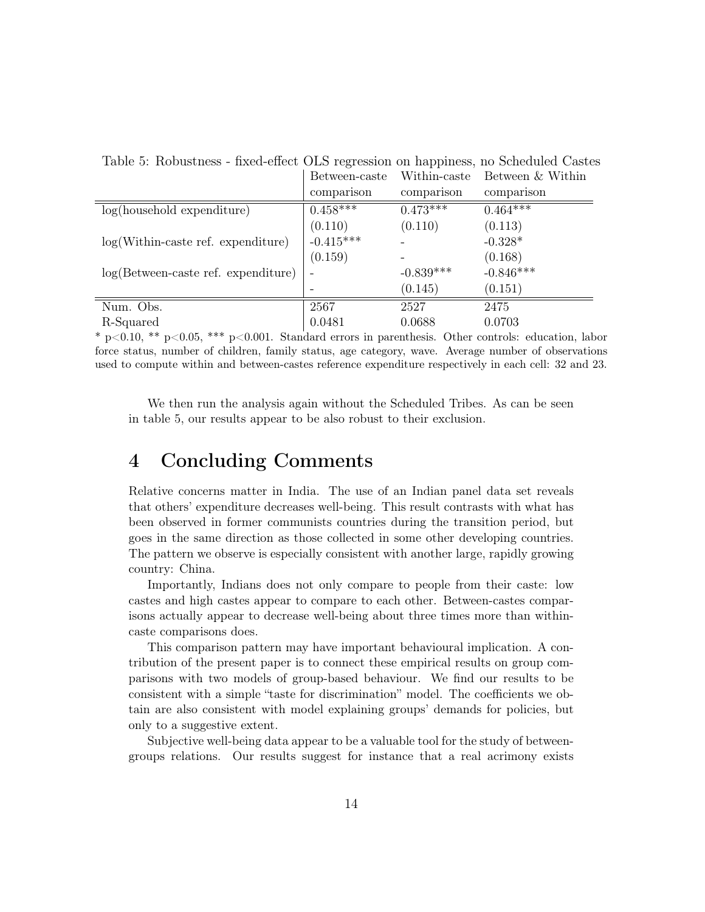Table 5: Robustness - fixed-effect OLS regression on happiness, no Scheduled Castes

| | Between-caste comparison | Within-caste comparison | Between & Within comparison |
|---|---|---|---|
| log(household expenditure) | 0.458*** | 0.473*** | 0.464*** |
| | (0.110) | (0.110) | (0.113) |
| log(Within-caste ref. expenditure) | -0.415*** | - | -0.328* |
| | (0.159) | - | (0.168) |
| log(Between-caste ref. expenditure) | - | -0.839*** | -0.846*** |
| | - | (0.145) | (0.151) |
| Num. Obs. | 2567 | 2527 | 2475 |
| R-Squared | 0.0481 | 0.0688 | 0.0703 |

* $p<0.10$, ** $p<0.05$, *** $p<0.001$. Standard errors in parenthesis. Other controls: education, labor force status, number of children, family status, age category, wave. Average number of observations used to compute within and between-castes reference expenditure respectively in each cell: 32 and 23.

We then run the analysis again without the Scheduled Tribes. As can be seen in table 5, our results appear to be also robust to their exclusion.

# 4 Concluding Comments

Relative concerns matter in India. The use of an Indian panel data set reveals that others' expenditure decreases well-being. This result contrasts with what has been observed in former communists countries during the transition period, but goes in the same direction as those collected in some other developing countries. The pattern we observe is especially consistent with another large, rapidly growing country: China.

Importantly, Indians does not only compare to people from their caste: low castes and high castes appear to compare to each other. Between-castes comparisons actually appear to decrease well-being about three times more than within-caste comparisons does.

This comparison pattern may have important behavioural implication. A contribution of the present paper is to connect these empirical results on group comparisons with two models of group-based behaviour. We find our results to be consistent with a simple "taste for discrimination" model. The coefficients we obtain are also consistent with model explaining groups' demands for policies, but only to a suggestive extent.

Subjective well-being data appear to be a valuable tool for the study of between-groups relations. Our results suggest for instance that a real acrimony exists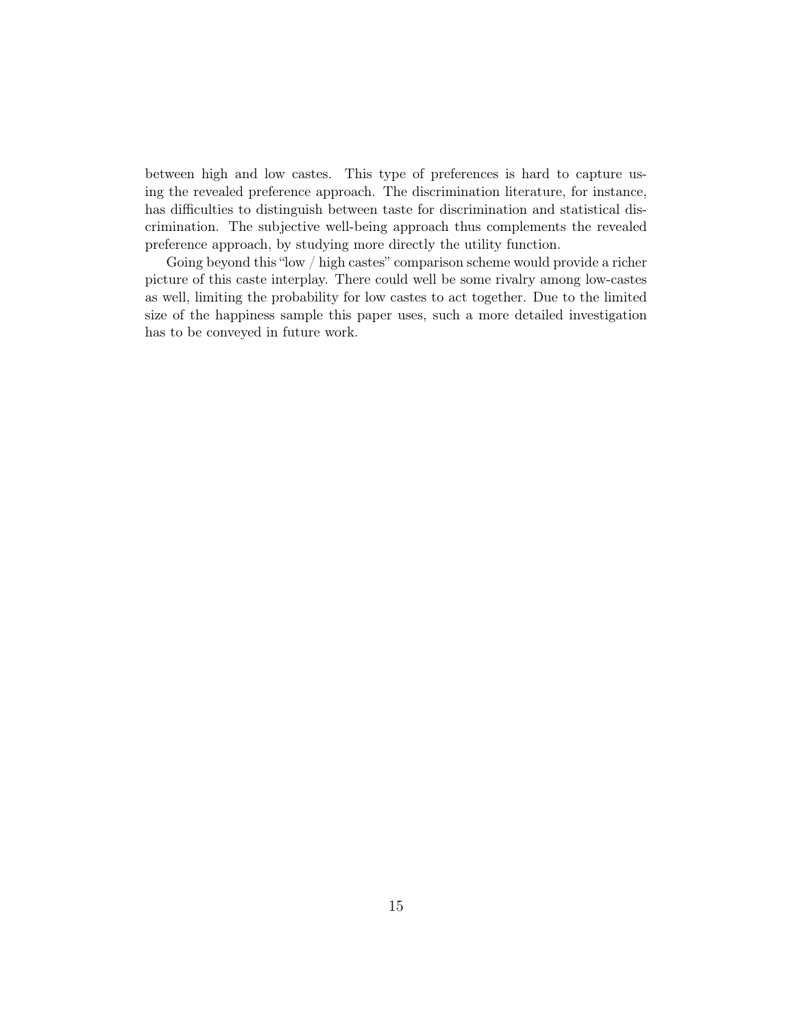between high and low castes. This type of preferences is hard to capture using the revealed preference approach. The discrimination literature, for instance, has difficulties to distinguish between taste for discrimination and statistical discrimination. The subjective well-being approach thus complements the revealed preference approach, by studying more directly the utility function.

Going beyond this "low / high castes" comparison scheme would provide a richer picture of this caste interplay. There could well be some rivalry among low-castes as well, limiting the probability for low castes to act together. Due to the limited size of the happiness sample this paper uses, such a more detailed investigation has to be conveyed in future work.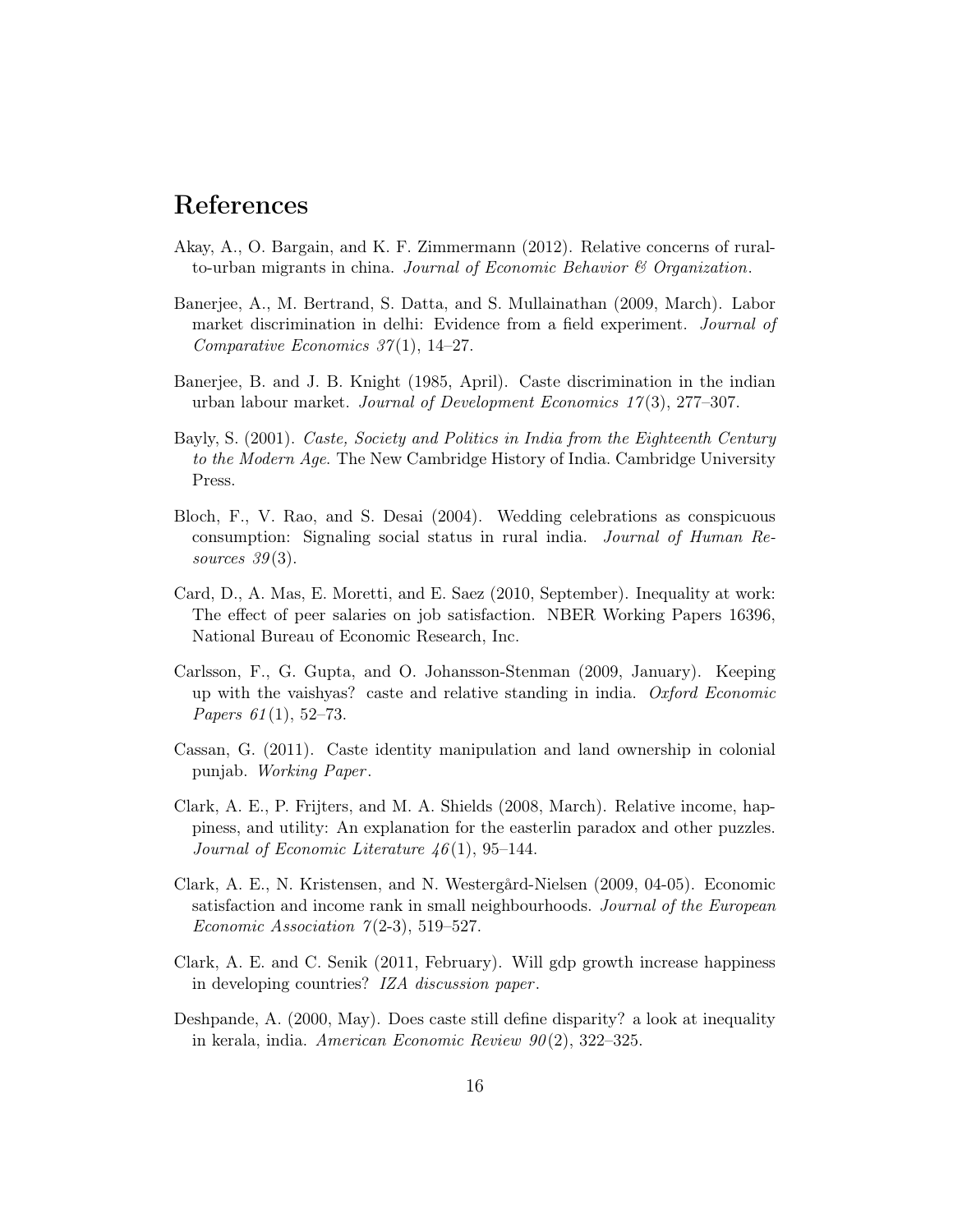# References

Akay, A., O. Bargain, and K. F. Zimmermann (2012). Relative concerns of rural-to-urban migrants in china. *Journal of Economic Behavior & Organization*.

Banerjee, A., M. Bertrand, S. Datta, and S. Mullainathan (2009, March). Labor market discrimination in delhi: Evidence from a field experiment. *Journal of Comparative Economics 37*(1), 14–27.

Banerjee, B. and J. B. Knight (1985, April). Caste discrimination in the indian urban labour market. *Journal of Development Economics 17*(3), 277–307.

Bayly, S. (2001). *Caste, Society and Politics in India from the Eighteenth Century to the Modern Age*. The New Cambridge History of India. Cambridge University Press.

Bloch, F., V. Rao, and S. Desai (2004). Wedding celebrations as conspicuous consumption: Signaling social status in rural india. *Journal of Human Resources 39*(3).

Card, D., A. Mas, E. Moretti, and E. Saez (2010, September). Inequality at work: The effect of peer salaries on job satisfaction. NBER Working Papers 16396, National Bureau of Economic Research, Inc.

Carlsson, F., G. Gupta, and O. Johansson-Stenman (2009, January). Keeping up with the vaishyas? caste and relative standing in india. *Oxford Economic Papers 61*(1), 52–73.

Cassan, G. (2011). Caste identity manipulation and land ownership in colonial punjab. *Working Paper*.

Clark, A. E., P. Frijters, and M. A. Shields (2008, March). Relative income, happiness, and utility: An explanation for the easterlin paradox and other puzzles. *Journal of Economic Literature 46*(1), 95–144.

Clark, A. E., N. Kristensen, and N. Westergård-Nielsen (2009, 04-05). Economic satisfaction and income rank in small neighbourhoods. *Journal of the European Economic Association 7*(2-3), 519–527.

Clark, A. E. and C. Senik (2011, February). Will gdp growth increase happiness in developing countries? *IZA discussion paper*.

Deshpande, A. (2000, May). Does caste still define disparity? a look at inequality in kerala, india. *American Economic Review 90*(2), 322–325.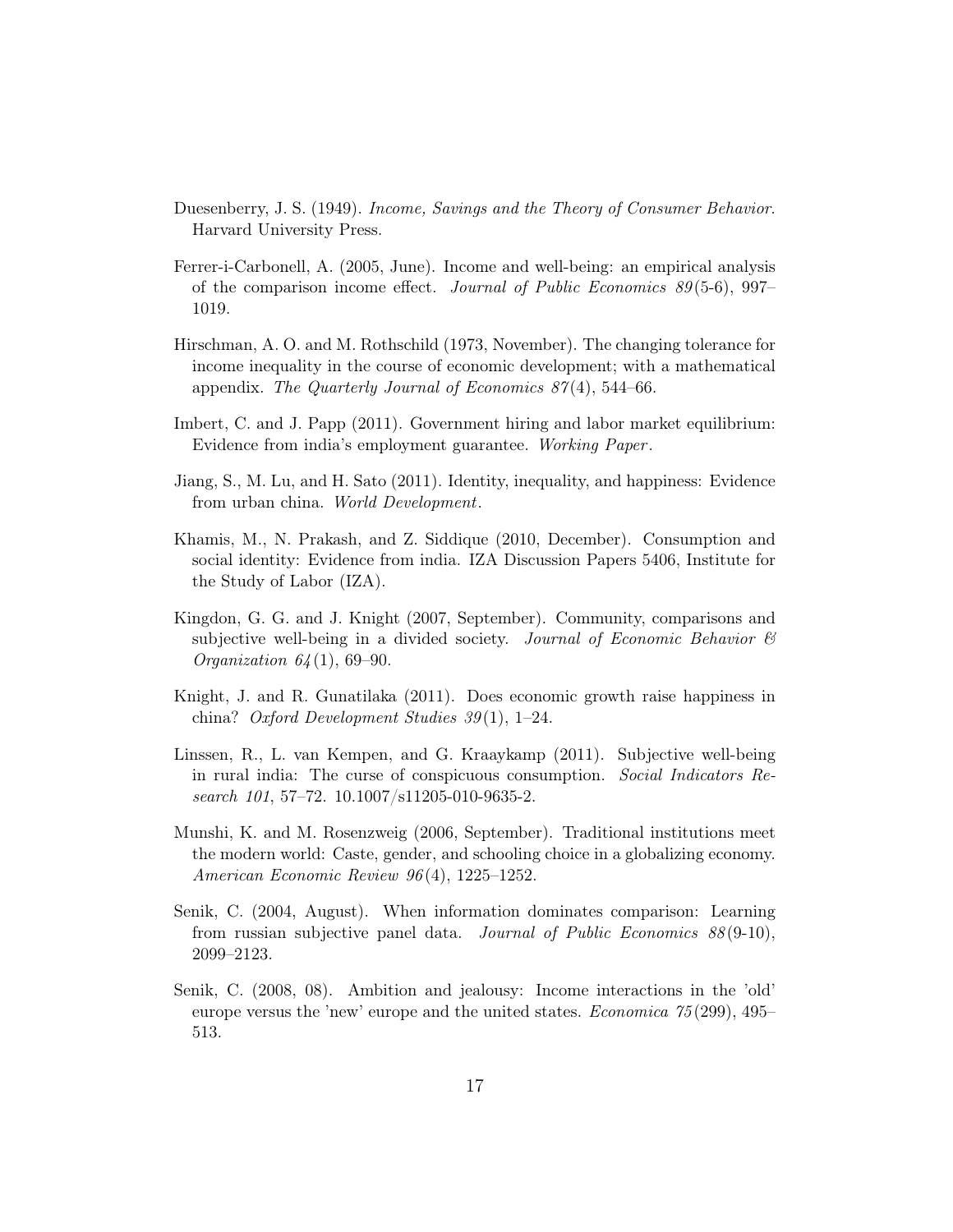Duesenberry, J. S. (1949). *Income, Savings and the Theory of Consumer Behavior*. Harvard University Press.

Ferrer-i-Carbonell, A. (2005, June). Income and well-being: an empirical analysis of the comparison income effect. *Journal of Public Economics 89*(5-6), 997–1019.

Hirschman, A. O. and M. Rothschild (1973, November). The changing tolerance for income inequality in the course of economic development; with a mathematical appendix. *The Quarterly Journal of Economics 87*(4), 544–66.

Imbert, C. and J. Papp (2011). Government hiring and labor market equilibrium: Evidence from india's employment guarantee. *Working Paper*.

Jiang, S., M. Lu, and H. Sato (2011). Identity, inequality, and happiness: Evidence from urban china. *World Development*.

Khamis, M., N. Prakash, and Z. Siddique (2010, December). Consumption and social identity: Evidence from india. IZA Discussion Papers 5406, Institute for the Study of Labor (IZA).

Kingdon, G. G. and J. Knight (2007, September). Community, comparisons and subjective well-being in a divided society. *Journal of Economic Behavior & Organization 64*(1), 69–90.

Knight, J. and R. Gunatilaka (2011). Does economic growth raise happiness in china? *Oxford Development Studies 39*(1), 1–24.

Linssen, R., L. van Kempen, and G. Kraaykamp (2011). Subjective well-being in rural india: The curse of conspicuous consumption. *Social Indicators Research 101*, 57–72. 10.1007/s11205-010-9635-2.

Munshi, K. and M. Rosenzweig (2006, September). Traditional institutions meet the modern world: Caste, gender, and schooling choice in a globalizing economy. *American Economic Review 96*(4), 1225–1252.

Senik, C. (2004, August). When information dominates comparison: Learning from russian subjective panel data. *Journal of Public Economics 88*(9-10), 2099–2123.

Senik, C. (2008, 08). Ambition and jealousy: Income interactions in the 'old' europe versus the 'new' europe and the united states. *Economica 75*(299), 495–513.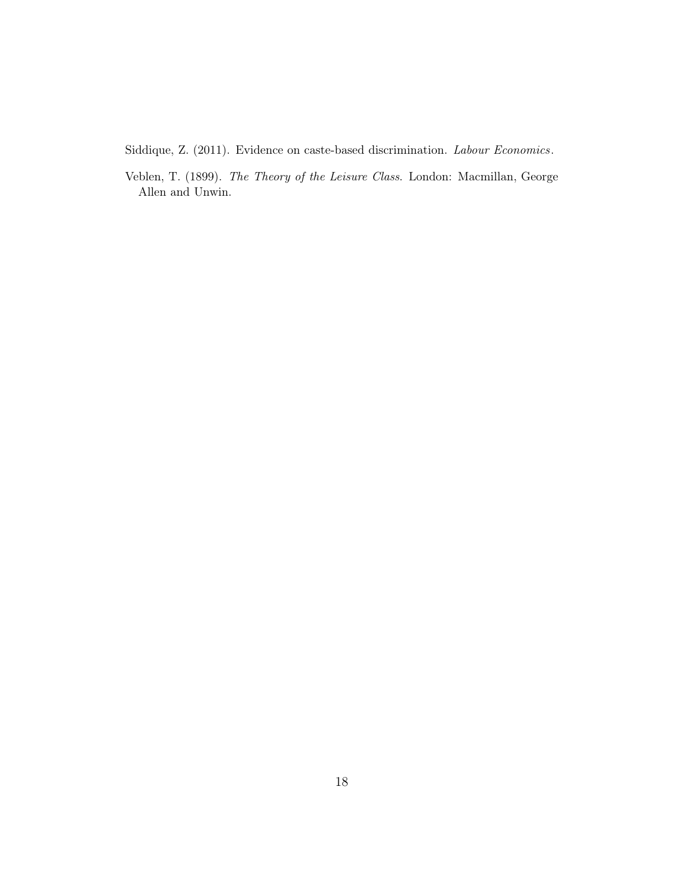Siddique, Z. (2011). Evidence on caste-based discrimination. *Labour Economics*.

Veblen, T. (1899). *The Theory of the Leisure Class*. London: Macmillan, George Allen and Unwin.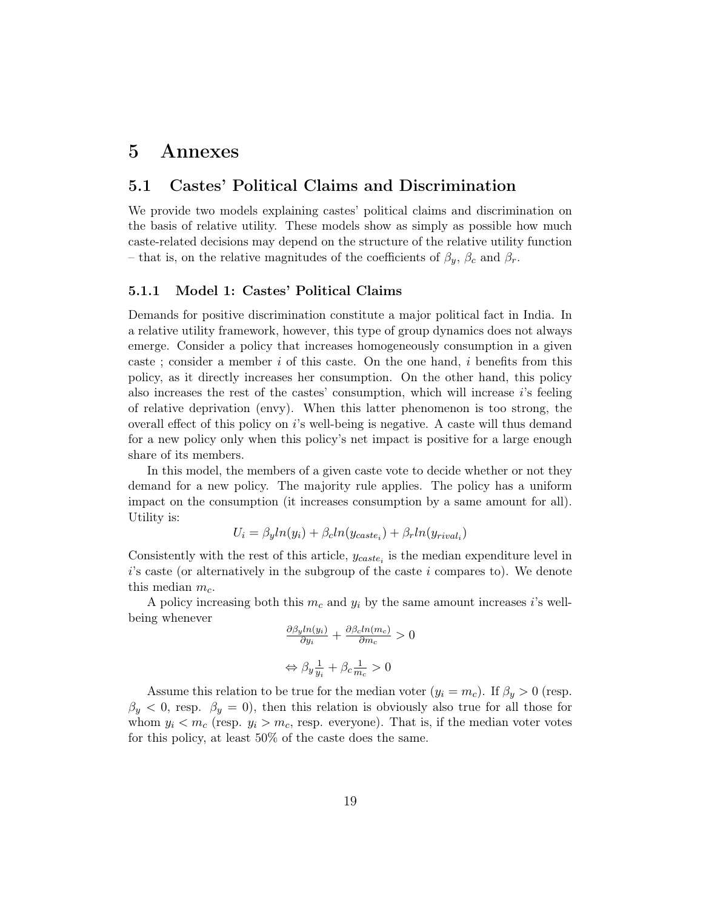# 5 Annexes

## 5.1 Castes' Political Claims and Discrimination

We provide two models explaining castes' political claims and discrimination on the basis of relative utility. These models show as simply as possible how much caste-related decisions may depend on the structure of the relative utility function – that is, on the relative magnitudes of the coefficients of $\beta_y$, $\beta_c$ and $\beta_r$.

### 5.1.1 Model 1: Castes' Political Claims

Demands for positive discrimination constitute a major political fact in India. In a relative utility framework, however, this type of group dynamics does not always emerge. Consider a policy that increases homogeneously consumption in a given caste ; consider a member $i$ of this caste. On the one hand, $i$ benefits from this policy, as it directly increases her consumption. On the other hand, this policy also increases the rest of the castes' consumption, which will increase $i$'s feeling of relative deprivation (envy). When this latter phenomenon is too strong, the overall effect of this policy on $i$'s well-being is negative. A caste will thus demand for a new policy only when this policy's net impact is positive for a large enough share of its members.

In this model, the members of a given caste vote to decide whether or not they demand for a new policy. The majority rule applies. The policy has a uniform impact on the consumption (it increases consumption by a same amount for all). Utility is:

$$U_i = \beta_y ln(y_i) + \beta_c ln(y_{caste_i}) + \beta_r ln(y_{rival_i})$$

Consistently with the rest of this article, $y_{caste_i}$ is the median expenditure level in $i$'s caste (or alternatively in the subgroup of the caste $i$ compares to). We denote this median $m_c$.

A policy increasing both this $m_c$ and $y_i$ by the same amount increases $i$'s well-being whenever

$$\frac{\partial \beta_y ln(y_i)}{\partial y_i} + \frac{\partial \beta_c ln(m_c)}{\partial m_c} > 0$$

$$\Leftrightarrow \beta_y \frac{1}{y_i} + \beta_c \frac{1}{m_c} > 0$$

Assume this relation to be true for the median voter ($y_i = m_c$). If $\beta_y > 0$ (resp. $\beta_y < 0$, resp. $\beta_y = 0$), then this relation is obviously also true for all those for whom $y_i < m_c$ (resp. $y_i > m_c$, resp. everyone). That is, if the median voter votes for this policy, at least 50% of the caste does the same.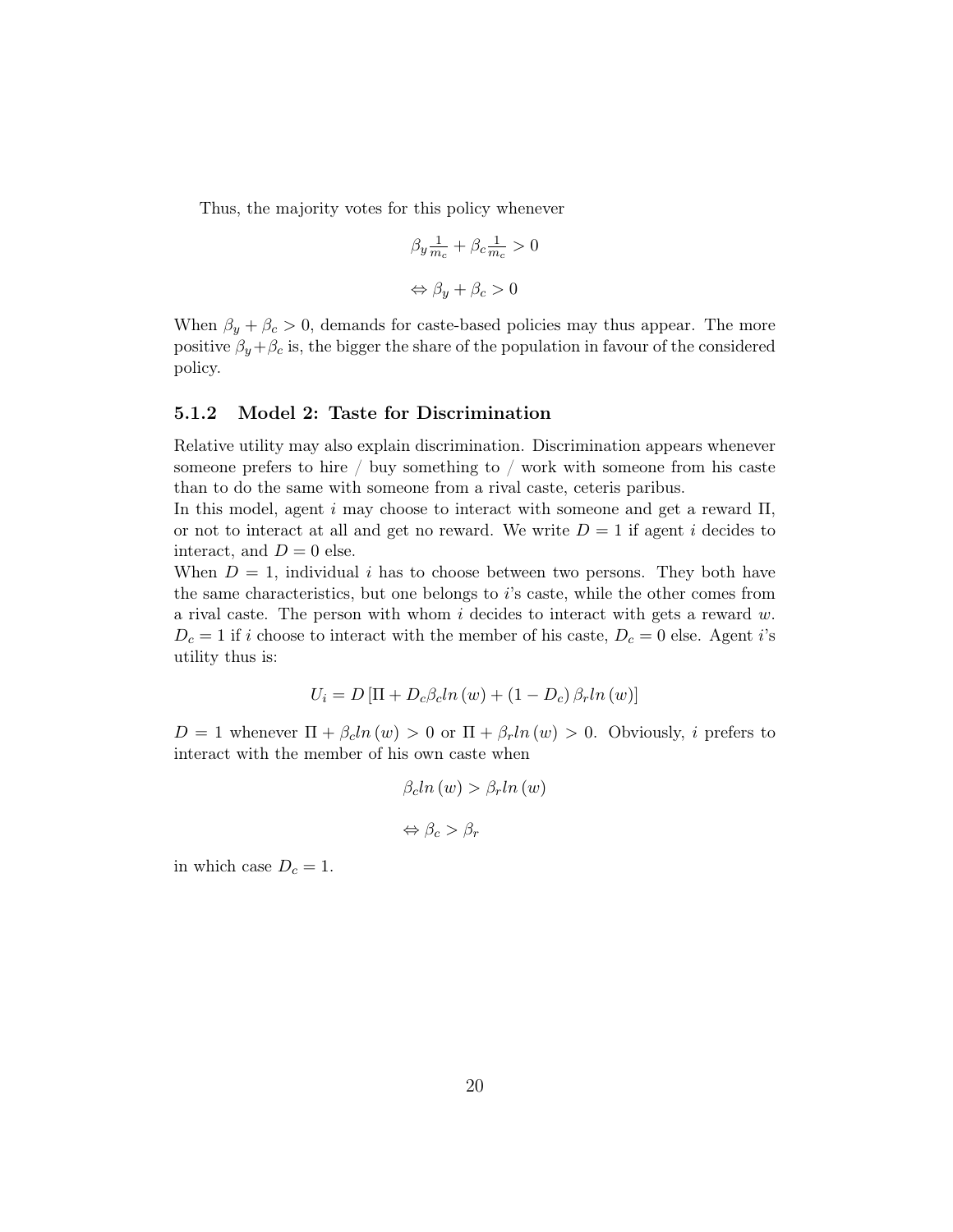Thus, the majority votes for this policy whenever

$$\beta_y \tfrac{1}{m_c} + \beta_c \tfrac{1}{m_c} > 0$$

$$\Leftrightarrow \beta_y + \beta_c > 0$$

When $\beta_y + \beta_c > 0$, demands for caste-based policies may thus appear. The more positive $\beta_y + \beta_c$ is, the bigger the share of the population in favour of the considered policy.

### 5.1.2 Model 2: Taste for Discrimination

Relative utility may also explain discrimination. Discrimination appears whenever someone prefers to hire / buy something to / work with someone from his caste than to do the same with someone from a rival caste, ceteris paribus.
In this model, agent $i$ may choose to interact with someone and get a reward $\Pi$, or not to interact at all and get no reward. We write $D = 1$ if agent $i$ decides to interact, and $D = 0$ else.
When $D = 1$, individual $i$ has to choose between two persons. They both have the same characteristics, but one belongs to $i$'s caste, while the other comes from a rival caste. The person with whom $i$ decides to interact with gets a reward $w$. $D_c = 1$ if $i$ choose to interact with the member of his caste, $D_c = 0$ else. Agent $i$'s utility thus is:

$$U_i = D\left[\Pi + D_c \beta_c ln\left(w\right) + \left(1 - D_c\right) \beta_r ln\left(w\right)\right]$$

$D = 1$ whenever $\Pi + \beta_c ln\left(w\right) > 0$ or $\Pi + \beta_r ln\left(w\right) > 0$. Obviously, $i$ prefers to interact with the member of his own caste when

$$\beta_c ln\left(w\right) > \beta_r ln\left(w\right)$$

$$\Leftrightarrow \beta_c > \beta_r$$

in which case $D_c = 1$.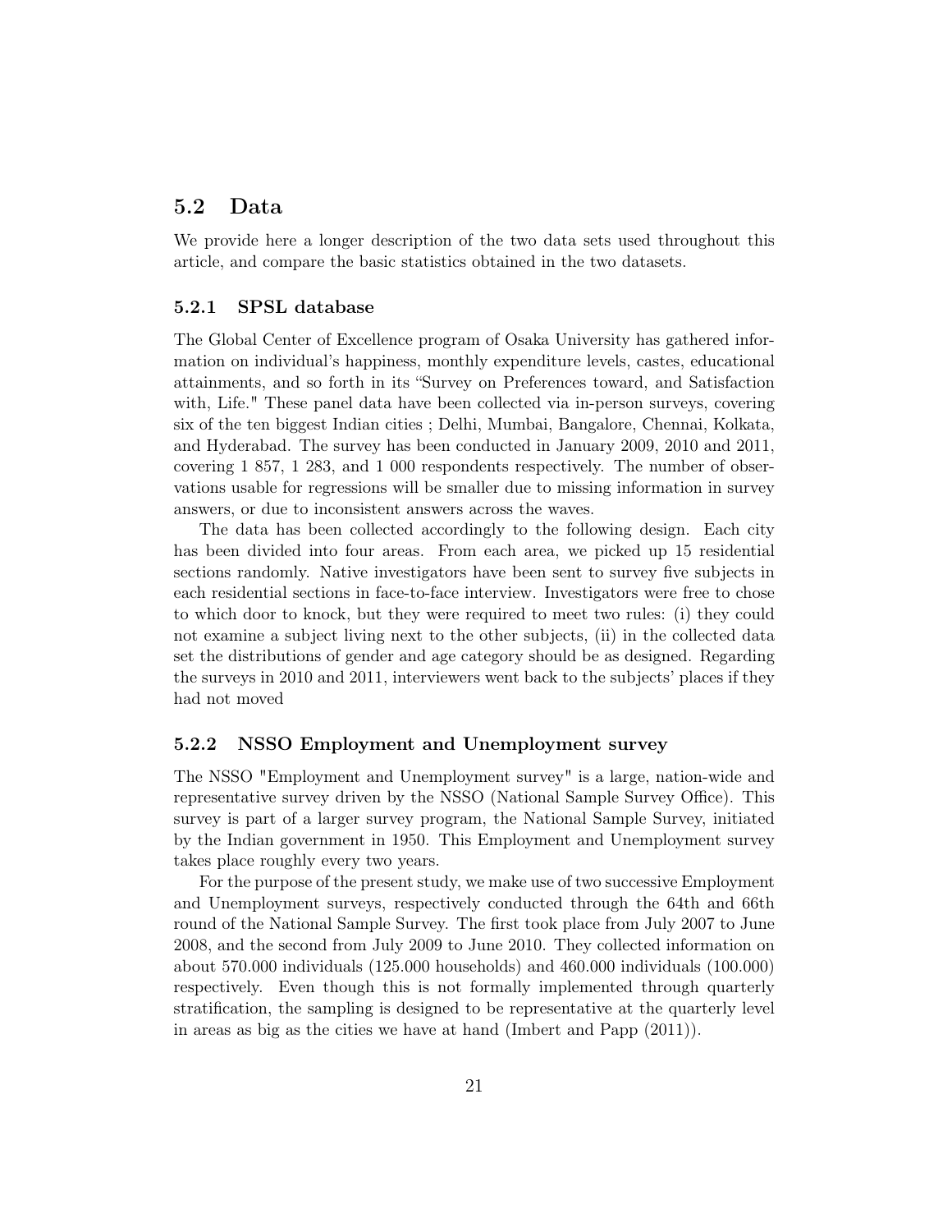## 5.2 Data

We provide here a longer description of the two data sets used throughout this article, and compare the basic statistics obtained in the two datasets.

### 5.2.1 SPSL database

The Global Center of Excellence program of Osaka University has gathered information on individual's happiness, monthly expenditure levels, castes, educational attainments, and so forth in its "Survey on Preferences toward, and Satisfaction with, Life." These panel data have been collected via in-person surveys, covering six of the ten biggest Indian cities ; Delhi, Mumbai, Bangalore, Chennai, Kolkata, and Hyderabad. The survey has been conducted in January 2009, 2010 and 2011, covering 1 857, 1 283, and 1 000 respondents respectively. The number of observations usable for regressions will be smaller due to missing information in survey answers, or due to inconsistent answers across the waves.

The data has been collected accordingly to the following design. Each city has been divided into four areas. From each area, we picked up 15 residential sections randomly. Native investigators have been sent to survey five subjects in each residential sections in face-to-face interview. Investigators were free to chose to which door to knock, but they were required to meet two rules: (i) they could not examine a subject living next to the other subjects, (ii) in the collected data set the distributions of gender and age category should be as designed. Regarding the surveys in 2010 and 2011, interviewers went back to the subjects' places if they had not moved

### 5.2.2 NSSO Employment and Unemployment survey

The NSSO "Employment and Unemployment survey" is a large, nation-wide and representative survey driven by the NSSO (National Sample Survey Office). This survey is part of a larger survey program, the National Sample Survey, initiated by the Indian government in 1950. This Employment and Unemployment survey takes place roughly every two years.

For the purpose of the present study, we make use of two successive Employment and Unemployment surveys, respectively conducted through the 64th and 66th round of the National Sample Survey. The first took place from July 2007 to June 2008, and the second from July 2009 to June 2010. They collected information on about 570.000 individuals (125.000 households) and 460.000 individuals (100.000) respectively. Even though this is not formally implemented through quarterly stratification, the sampling is designed to be representative at the quarterly level in areas as big as the cities we have at hand (Imbert and Papp (2011)).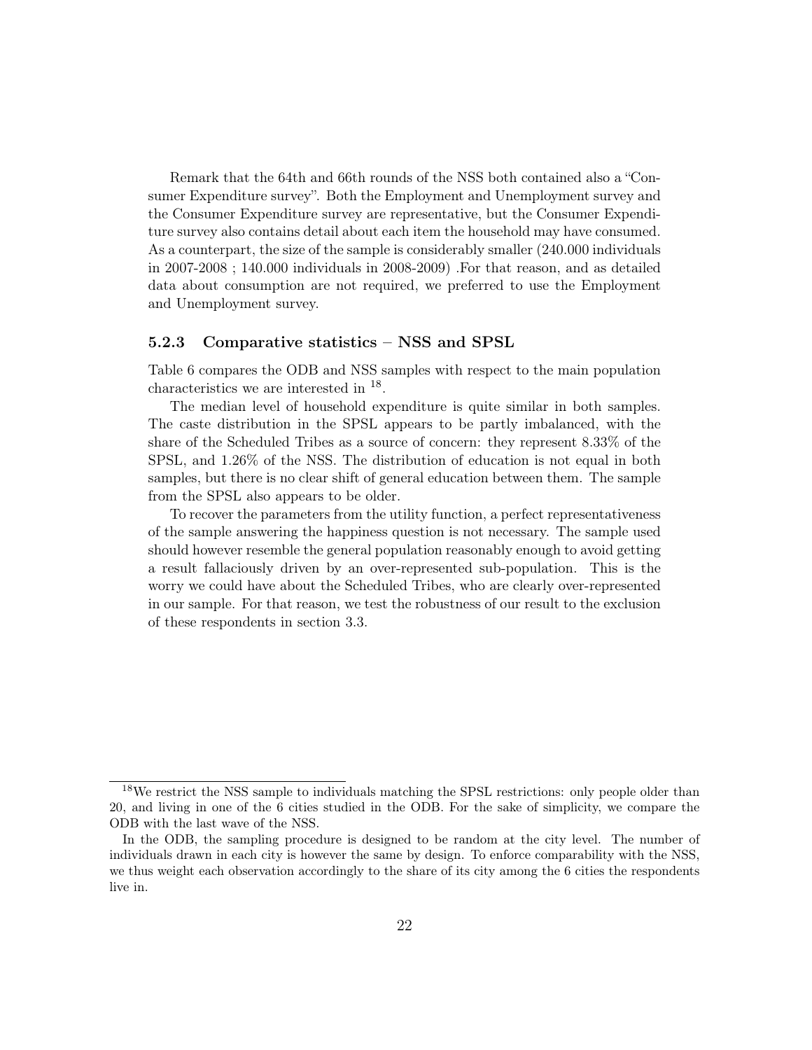Remark that the 64th and 66th rounds of the NSS both contained also a "Consumer Expenditure survey". Both the Employment and Unemployment survey and the Consumer Expenditure survey are representative, but the Consumer Expenditure survey also contains detail about each item the household may have consumed. As a counterpart, the size of the sample is considerably smaller (240.000 individuals in 2007-2008 ; 140.000 individuals in 2008-2009) .For that reason, and as detailed data about consumption are not required, we preferred to use the Employment and Unemployment survey.

### 5.2.3 Comparative statistics – NSS and SPSL

Table 6 compares the ODB and NSS samples with respect to the main population characteristics we are interested in [18].

The median level of household expenditure is quite similar in both samples. The caste distribution in the SPSL appears to be partly imbalanced, with the share of the Scheduled Tribes as a source of concern: they represent 8.33% of the SPSL, and 1.26% of the NSS. The distribution of education is not equal in both samples, but there is no clear shift of general education between them. The sample from the SPSL also appears to be older.

To recover the parameters from the utility function, a perfect representativeness of the sample answering the happiness question is not necessary. The sample used should however resemble the general population reasonably enough to avoid getting a result fallaciously driven by an over-represented sub-population. This is the worry we could have about the Scheduled Tribes, who are clearly over-represented in our sample. For that reason, we test the robustness of our result to the exclusion of these respondents in section 3.3.

---

[18] We restrict the NSS sample to individuals matching the SPSL restrictions: only people older than 20, and living in one of the 6 cities studied in the ODB. For the sake of simplicity, we compare the ODB with the last wave of the NSS.

In the ODB, the sampling procedure is designed to be random at the city level. The number of individuals drawn in each city is however the same by design. To enforce comparability with the NSS, we thus weight each observation accordingly to the share of its city among the 6 cities the respondents live in.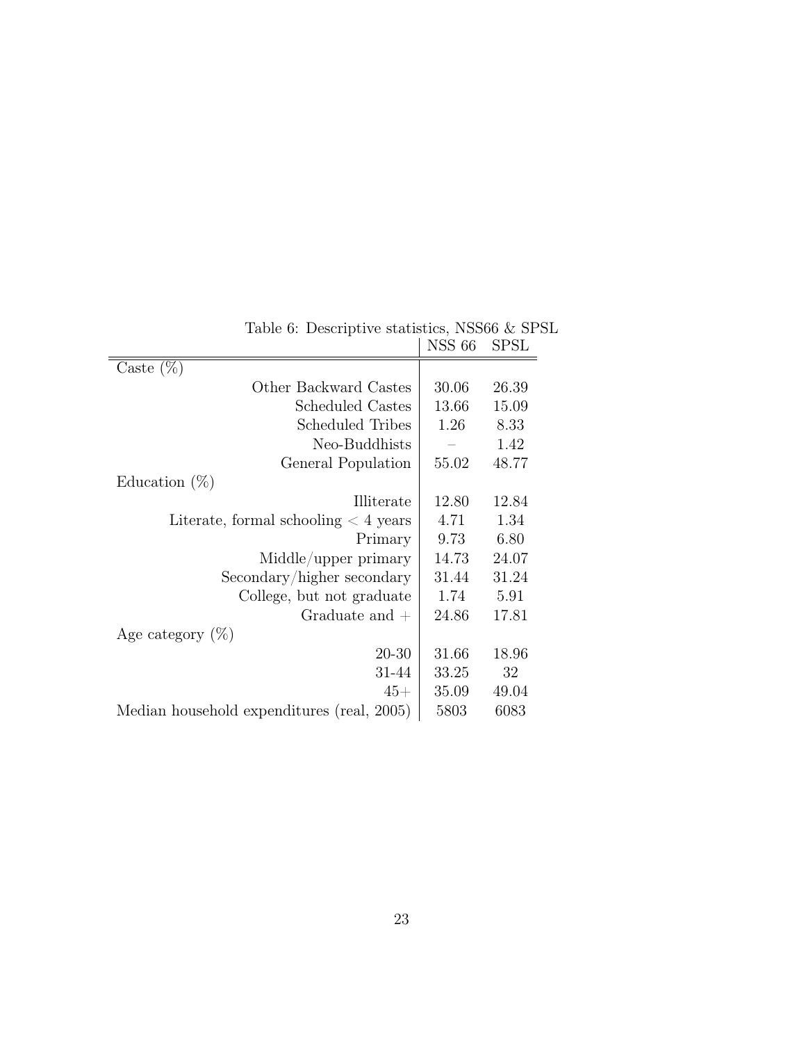Table 6: Descriptive statistics, NSS66 & SPSL

| | NSS 66 | SPSL |
|---|---|---|
| Caste (%) | | |
| Other Backward Castes | 30.06 | 26.39 |
| Scheduled Castes | 13.66 | 15.09 |
| Scheduled Tribes | 1.26 | 8.33 |
| Neo-Buddhists | – | 1.42 |
| General Population | 55.02 | 48.77 |
| Education (%) | | |
| Illiterate | 12.80 | 12.84 |
| Literate, formal schooling < 4 years | 4.71 | 1.34 |
| Primary | 9.73 | 6.80 |
| Middle/upper primary | 14.73 | 24.07 |
| Secondary/higher secondary | 31.44 | 31.24 |
| College, but not graduate | 1.74 | 5.91 |
| Graduate and + | 24.86 | 17.81 |
| Age category (%) | | |
| 20-30 | 31.66 | 18.96 |
| 31-44 | 33.25 | 32 |
| 45+ | 35.09 | 49.04 |
| Median household expenditures (real, 2005) | 5803 | 6083 |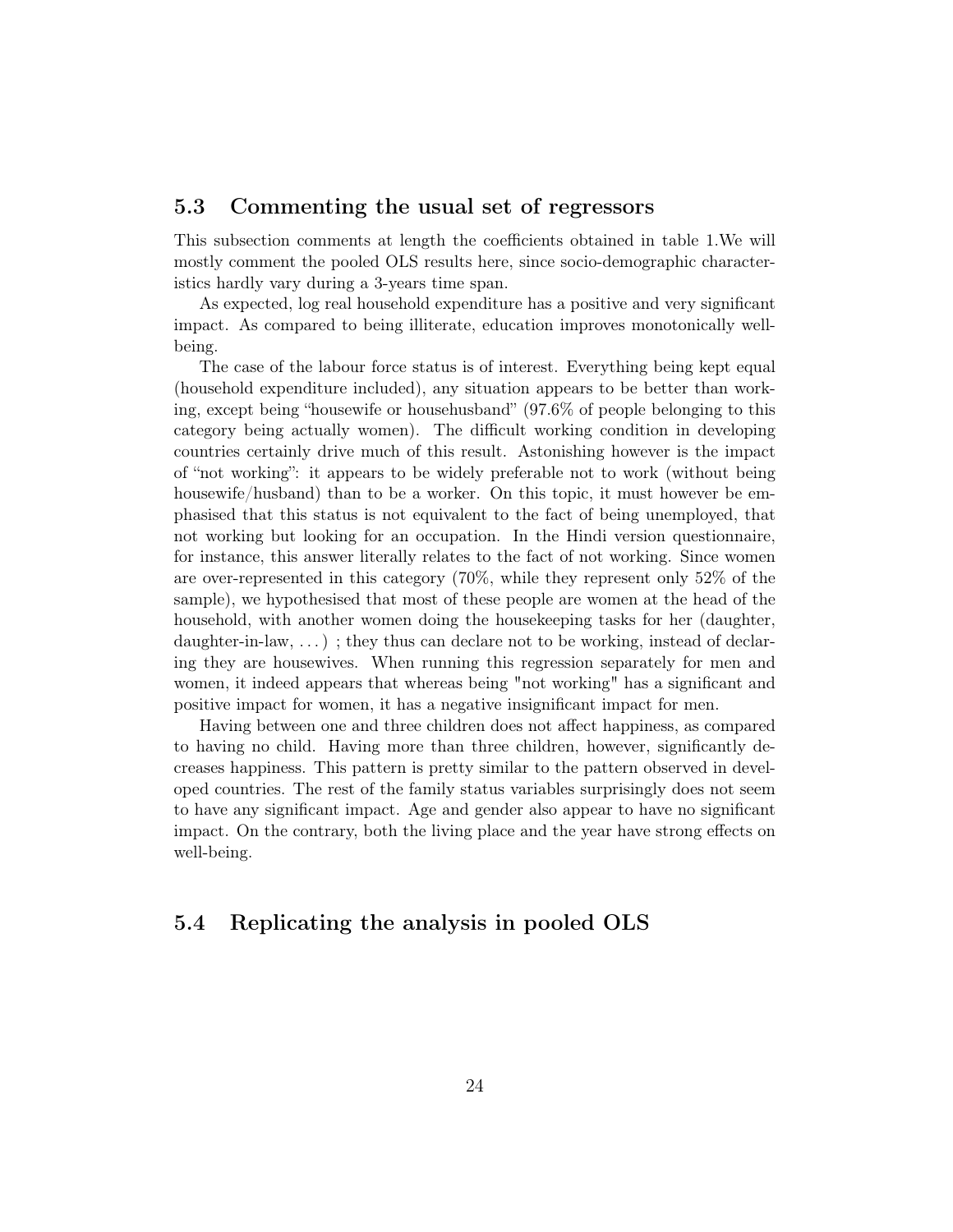### 5.3 Commenting the usual set of regressors

This subsection comments at length the coefficients obtained in table 1.We will mostly comment the pooled OLS results here, since socio-demographic characteristics hardly vary during a 3-years time span.

As expected, log real household expenditure has a positive and very significant impact. As compared to being illiterate, education improves monotonically well-being.

The case of the labour force status is of interest. Everything being kept equal (household expenditure included), any situation appears to be better than working, except being "housewife or househusband" (97.6% of people belonging to this category being actually women). The difficult working condition in developing countries certainly drive much of this result. Astonishing however is the impact of "not working": it appears to be widely preferable not to work (without being housewife/husband) than to be a worker. On this topic, it must however be emphasised that this status is not equivalent to the fact of being unemployed, that not working but looking for an occupation. In the Hindi version questionnaire, for instance, this answer literally relates to the fact of not working. Since women are over-represented in this category (70%, while they represent only 52% of the sample), we hypothesised that most of these people are women at the head of the household, with another women doing the housekeeping tasks for her (daughter, daughter-in-law, . . . ) ; they thus can declare not to be working, instead of declaring they are housewives. When running this regression separately for men and women, it indeed appears that whereas being "not working" has a significant and positive impact for women, it has a negative insignificant impact for men.

Having between one and three children does not affect happiness, as compared to having no child. Having more than three children, however, significantly decreases happiness. This pattern is pretty similar to the pattern observed in developed countries. The rest of the family status variables surprisingly does not seem to have any significant impact. Age and gender also appear to have no significant impact. On the contrary, both the living place and the year have strong effects on well-being.

### 5.4 Replicating the analysis in pooled OLS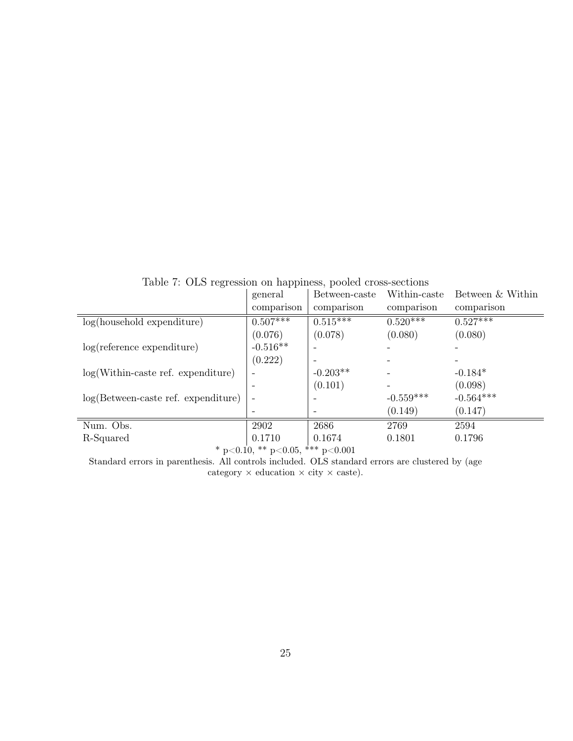Table 7: OLS regression on happiness, pooled cross-sections

| | general comparison | Between-caste comparison | Within-caste comparison | Between & Within comparison |
|---|---|---|---|---|
| log(household expenditure) | 0.507*** | 0.515*** | 0.520*** | 0.527*** |
| | (0.076) | (0.078) | (0.080) | (0.080) |
| log(reference expenditure) | -0.516** | - | - | - |
| | (0.222) | - | - | - |
| log(Within-caste ref. expenditure) | - | -0.203** | - | -0.184* |
| | - | (0.101) | - | (0.098) |
| log(Between-caste ref. expenditure) | - | - | -0.559*** | -0.564*** |
| | - | - | (0.149) | (0.147) |
| Num. Obs. | 2902 | 2686 | 2769 | 2594 |
| R-Squared | 0.1710 | 0.1674 | 0.1801 | 0.1796 |

* $p<0.10$, ** $p<0.05$, *** $p<0.001$

Standard errors in parenthesis. All controls included. OLS standard errors are clustered by (age category $\times$ education $\times$ city $\times$ caste).